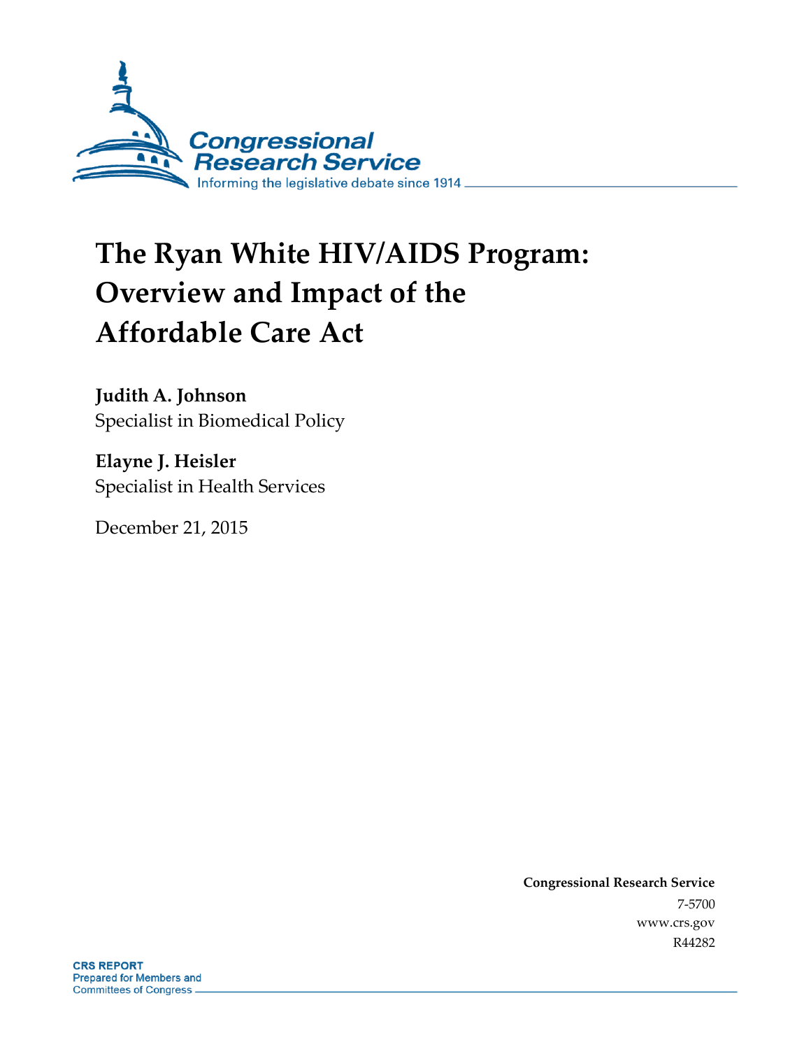Congressional Research Service

Informing the legislative debate since 1914

# The Ryan White HIV/AIDS Program: Overview and Impact of the Affordable Care Act

**Judith A. Johnson**
Specialist in Biomedical Policy

**Elayne J. Heisler**
Specialist in Health Services

December 21, 2015

**Congressional Research Service**
7-5700
www.crs.gov
R44282

**CRS REPORT**
Prepared for Members and Committees of Congress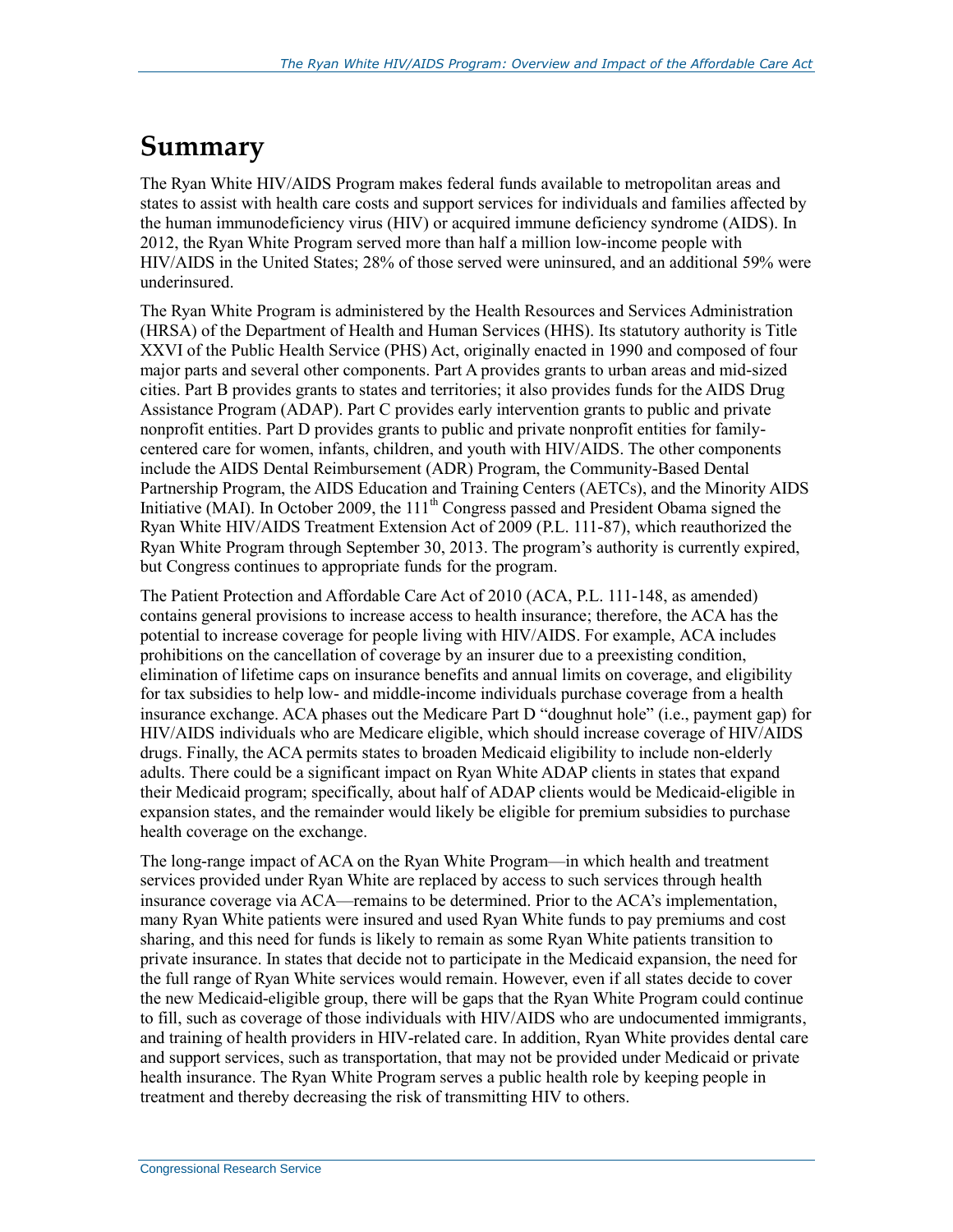# Summary

The Ryan White HIV/AIDS Program makes federal funds available to metropolitan areas and states to assist with health care costs and support services for individuals and families affected by the human immunodeficiency virus (HIV) or acquired immune deficiency syndrome (AIDS). In 2012, the Ryan White Program served more than half a million low-income people with HIV/AIDS in the United States; 28% of those served were uninsured, and an additional 59% were underinsured.

The Ryan White Program is administered by the Health Resources and Services Administration (HRSA) of the Department of Health and Human Services (HHS). Its statutory authority is Title XXVI of the Public Health Service (PHS) Act, originally enacted in 1990 and composed of four major parts and several other components. Part A provides grants to urban areas and mid-sized cities. Part B provides grants to states and territories; it also provides funds for the AIDS Drug Assistance Program (ADAP). Part C provides early intervention grants to public and private nonprofit entities. Part D provides grants to public and private nonprofit entities for family-centered care for women, infants, children, and youth with HIV/AIDS. The other components include the AIDS Dental Reimbursement (ADR) Program, the Community-Based Dental Partnership Program, the AIDS Education and Training Centers (AETCs), and the Minority AIDS Initiative (MAI). In October 2009, the 111th Congress passed and President Obama signed the Ryan White HIV/AIDS Treatment Extension Act of 2009 (P.L. 111-87), which reauthorized the Ryan White Program through September 30, 2013. The program's authority is currently expired, but Congress continues to appropriate funds for the program.

The Patient Protection and Affordable Care Act of 2010 (ACA, P.L. 111-148, as amended) contains general provisions to increase access to health insurance; therefore, the ACA has the potential to increase coverage for people living with HIV/AIDS. For example, ACA includes prohibitions on the cancellation of coverage by an insurer due to a preexisting condition, elimination of lifetime caps on insurance benefits and annual limits on coverage, and eligibility for tax subsidies to help low- and middle-income individuals purchase coverage from a health insurance exchange. ACA phases out the Medicare Part D "doughnut hole" (i.e., payment gap) for HIV/AIDS individuals who are Medicare eligible, which should increase coverage of HIV/AIDS drugs. Finally, the ACA permits states to broaden Medicaid eligibility to include non-elderly adults. There could be a significant impact on Ryan White ADAP clients in states that expand their Medicaid program; specifically, about half of ADAP clients would be Medicaid-eligible in expansion states, and the remainder would likely be eligible for premium subsidies to purchase health coverage on the exchange.

The long-range impact of ACA on the Ryan White Program—in which health and treatment services provided under Ryan White are replaced by access to such services through health insurance coverage via ACA—remains to be determined. Prior to the ACA's implementation, many Ryan White patients were insured and used Ryan White funds to pay premiums and cost sharing, and this need for funds is likely to remain as some Ryan White patients transition to private insurance. In states that decide not to participate in the Medicaid expansion, the need for the full range of Ryan White services would remain. However, even if all states decide to cover the new Medicaid-eligible group, there will be gaps that the Ryan White Program could continue to fill, such as coverage of those individuals with HIV/AIDS who are undocumented immigrants, and training of health providers in HIV-related care. In addition, Ryan White provides dental care and support services, such as transportation, that may not be provided under Medicaid or private health insurance. The Ryan White Program serves a public health role by keeping people in treatment and thereby decreasing the risk of transmitting HIV to others.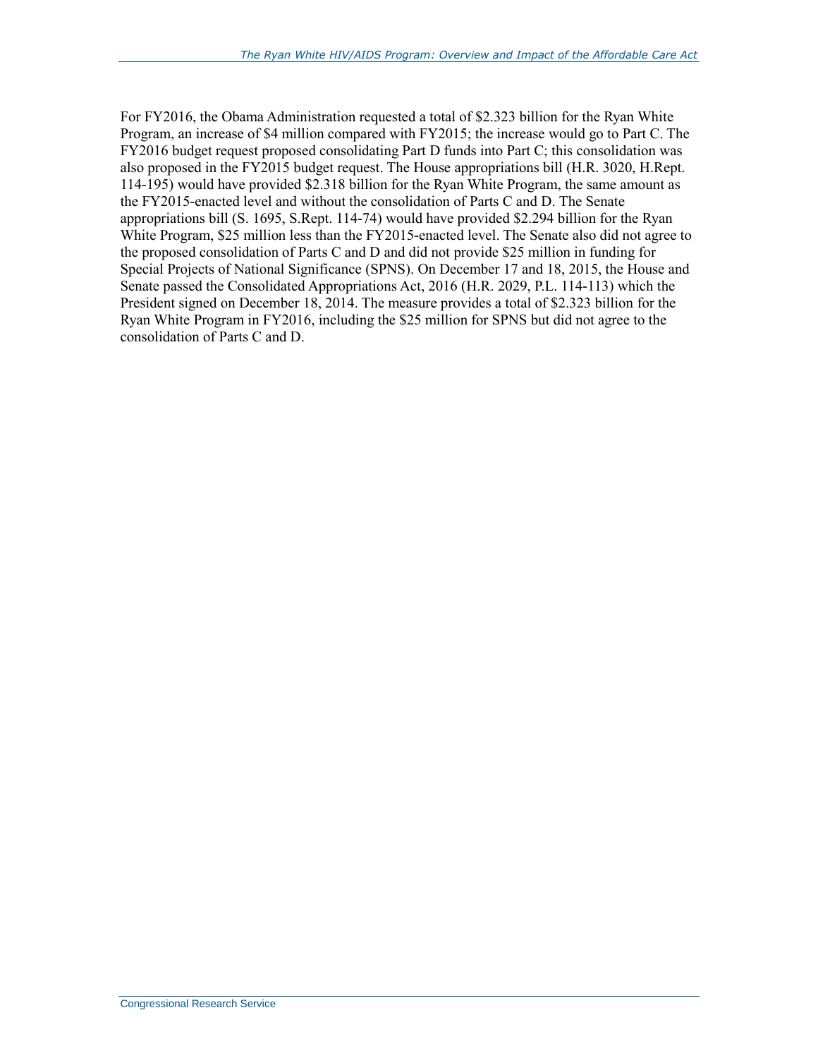For FY2016, the Obama Administration requested a total of $2.323 billion for the Ryan White Program, an increase of $4 million compared with FY2015; the increase would go to Part C. The FY2016 budget request proposed consolidating Part D funds into Part C; this consolidation was also proposed in the FY2015 budget request. The House appropriations bill (H.R. 3020, H.Rept. 114-195) would have provided $2.318 billion for the Ryan White Program, the same amount as the FY2015-enacted level and without the consolidation of Parts C and D. The Senate appropriations bill (S. 1695, S.Rept. 114-74) would have provided $2.294 billion for the Ryan White Program, $25 million less than the FY2015-enacted level. The Senate also did not agree to the proposed consolidation of Parts C and D and did not provide $25 million in funding for Special Projects of National Significance (SPNS). On December 17 and 18, 2015, the House and Senate passed the Consolidated Appropriations Act, 2016 (H.R. 2029, P.L. 114-113) which the President signed on December 18, 2014. The measure provides a total of $2.323 billion for the Ryan White Program in FY2016, including the $25 million for SPNS but did not agree to the consolidation of Parts C and D.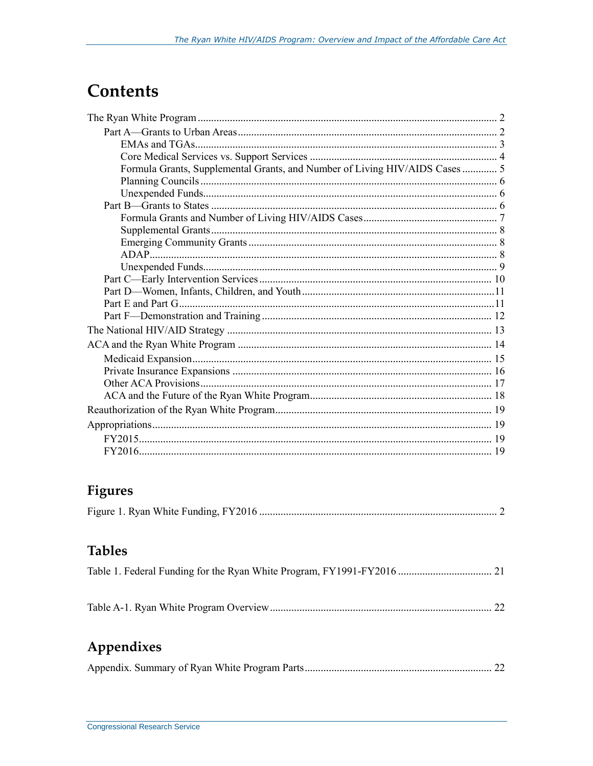# Contents

The Ryan White Program ... 2
- Part A—Grants to Urban Areas ... 2
  - EMAs and TGAs ... 3
  - Core Medical Services vs. Support Services ... 4
  - Formula Grants, Supplemental Grants, and Number of Living HIV/AIDS Cases ... 5
  - Planning Councils ... 6
  - Unexpended Funds ... 6
- Part B—Grants to States ... 6
  - Formula Grants and Number of Living HIV/AIDS Cases ... 7
  - Supplemental Grants ... 8
  - Emerging Community Grants ... 8
  - ADAP ... 8
  - Unexpended Funds ... 9
- Part C—Early Intervention Services ... 10
- Part D—Women, Infants, Children, and Youth ... 11
- Part E and Part G ... 11
- Part F—Demonstration and Training ... 12

The National HIV/AID Strategy ... 13

ACA and the Ryan White Program ... 14
- Medicaid Expansion ... 15
- Private Insurance Expansions ... 16
- Other ACA Provisions ... 17
- ACA and the Future of the Ryan White Program ... 18

Reauthorization of the Ryan White Program ... 19

Appropriations ... 19
- FY2015 ... 19
- FY2016 ... 19

## Figures

Figure 1. Ryan White Funding, FY2016 ... 2

## Tables

Table 1. Federal Funding for the Ryan White Program, FY1991-FY2016 ... 21

Table A-1. Ryan White Program Overview ... 22

## Appendixes

Appendix. Summary of Ryan White Program Parts ... 22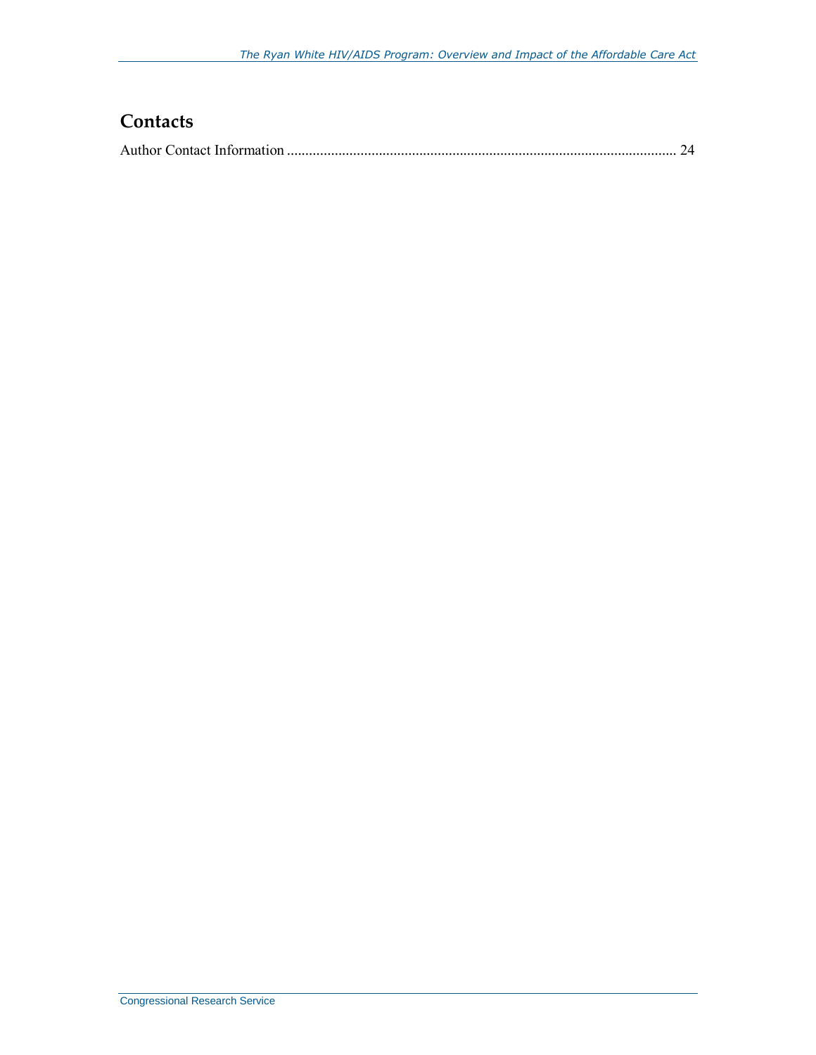## Contacts

Author Contact Information .......................................................................................................... 24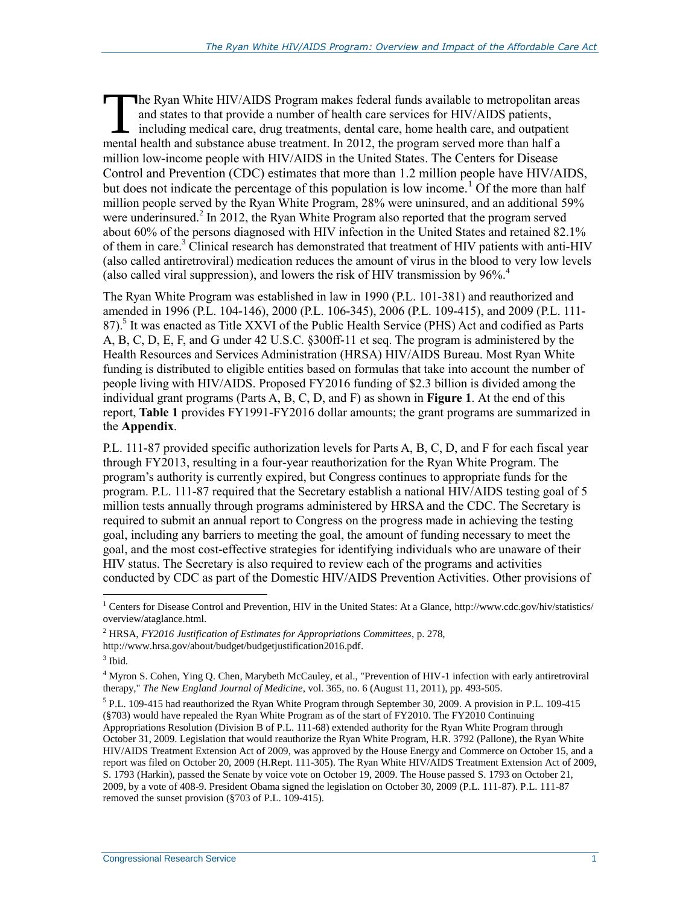The Ryan White HIV/AIDS Program makes federal funds available to metropolitan areas and states to that provide a number of health care services for HIV/AIDS patients, including medical care, drug treatments, dental care, home health care, and outpatient mental health and substance abuse treatment. In 2012, the program served more than half a million low-income people with HIV/AIDS in the United States. The Centers for Disease Control and Prevention (CDC) estimates that more than 1.2 million people have HIV/AIDS, but does not indicate the percentage of this population is low income.[1] Of the more than half million people served by the Ryan White Program, 28% were uninsured, and an additional 59% were underinsured.[2] In 2012, the Ryan White Program also reported that the program served about 60% of the persons diagnosed with HIV infection in the United States and retained 82.1% of them in care.[3] Clinical research has demonstrated that treatment of HIV patients with anti-HIV (also called antiretroviral) medication reduces the amount of virus in the blood to very low levels (also called viral suppression), and lowers the risk of HIV transmission by 96%.[4]

The Ryan White Program was established in law in 1990 (P.L. 101-381) and reauthorized and amended in 1996 (P.L. 104-146), 2000 (P.L. 106-345), 2006 (P.L. 109-415), and 2009 (P.L. 111-87).[5] It was enacted as Title XXVI of the Public Health Service (PHS) Act and codified as Parts A, B, C, D, E, F, and G under 42 U.S.C. §300ff-11 et seq. The program is administered by the Health Resources and Services Administration (HRSA) HIV/AIDS Bureau. Most Ryan White funding is distributed to eligible entities based on formulas that take into account the number of people living with HIV/AIDS. Proposed FY2016 funding of $2.3 billion is divided among the individual grant programs (Parts A, B, C, D, and F) as shown in **Figure 1**. At the end of this report, **Table 1** provides FY1991-FY2016 dollar amounts; the grant programs are summarized in the **Appendix**.

P.L. 111-87 provided specific authorization levels for Parts A, B, C, D, and F for each fiscal year through FY2013, resulting in a four-year reauthorization for the Ryan White Program. The program's authority is currently expired, but Congress continues to appropriate funds for the program. P.L. 111-87 required that the Secretary establish a national HIV/AIDS testing goal of 5 million tests annually through programs administered by HRSA and the CDC. The Secretary is required to submit an annual report to Congress on the progress made in achieving the testing goal, including any barriers to meeting the goal, the amount of funding necessary to meet the goal, and the most cost-effective strategies for identifying individuals who are unaware of their HIV status. The Secretary is also required to review each of the programs and activities conducted by CDC as part of the Domestic HIV/AIDS Prevention Activities. Other provisions of

[1] Centers for Disease Control and Prevention, HIV in the United States: At a Glance, http://www.cdc.gov/hiv/statistics/overview/ataglance.html.

[2] HRSA, *FY2016 Justification of Estimates for Appropriations Committees*, p. 278, http://www.hrsa.gov/about/budget/budgetjustification2016.pdf.

[3] Ibid.

[4] Myron S. Cohen, Ying Q. Chen, Marybeth McCauley, et al., "Prevention of HIV-1 infection with early antiretroviral therapy," *The New England Journal of Medicine*, vol. 365, no. 6 (August 11, 2011), pp. 493-505.

[5] P.L. 109-415 had reauthorized the Ryan White Program through September 30, 2009. A provision in P.L. 109-415 (§703) would have repealed the Ryan White Program as of the start of FY2010. The FY2010 Continuing Appropriations Resolution (Division B of P.L. 111-68) extended authority for the Ryan White Program through October 31, 2009. Legislation that would reauthorize the Ryan White Program, H.R. 3792 (Pallone), the Ryan White HIV/AIDS Treatment Extension Act of 2009, was approved by the House Energy and Commerce on October 15, and a report was filed on October 20, 2009 (H.Rept. 111-305). The Ryan White HIV/AIDS Treatment Extension Act of 2009, S. 1793 (Harkin), passed the Senate by voice vote on October 19, 2009. The House passed S. 1793 on October 21, 2009, by a vote of 408-9. President Obama signed the legislation on October 30, 2009 (P.L. 111-87). P.L. 111-87 removed the sunset provision (§703 of P.L. 109-415).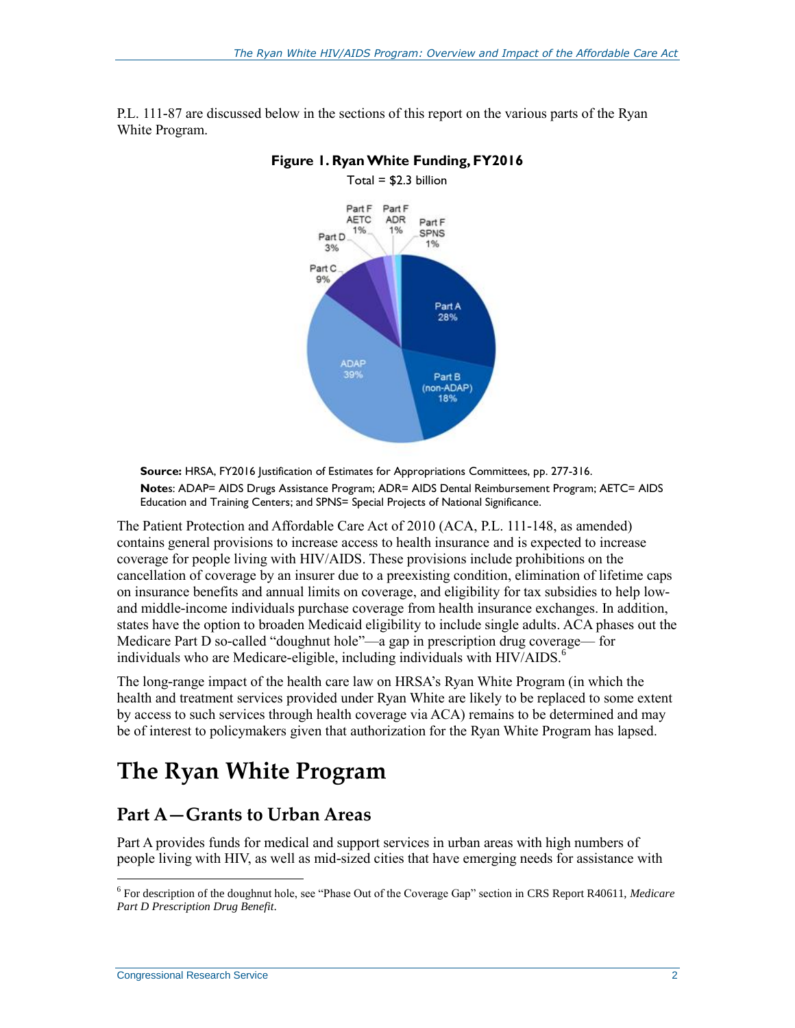P.L. 111-87 are discussed below in the sections of this report on the various parts of the Ryan White Program.

**Figure 1. Ryan White Funding, FY2016**

Total = $2.3 billion

Part A 28%; Part B (non-ADAP) 18%; ADAP 39%; Part C 9%; Part D 3%; Part F AETC 1%; Part F ADR 1%; Part F SPNS 1%

**Source:** HRSA, FY2016 Justification of Estimates for Appropriations Committees, pp. 277-316.

**Notes**: ADAP= AIDS Drugs Assistance Program; ADR= AIDS Dental Reimbursement Program; AETC= AIDS Education and Training Centers; and SPNS= Special Projects of National Significance.

The Patient Protection and Affordable Care Act of 2010 (ACA, P.L. 111-148, as amended) contains general provisions to increase access to health insurance and is expected to increase coverage for people living with HIV/AIDS. These provisions include prohibitions on the cancellation of coverage by an insurer due to a preexisting condition, elimination of lifetime caps on insurance benefits and annual limits on coverage, and eligibility for tax subsidies to help low- and middle-income individuals purchase coverage from health insurance exchanges. In addition, states have the option to broaden Medicaid eligibility to include single adults. ACA phases out the Medicare Part D so-called "doughnut hole"—a gap in prescription drug coverage— for individuals who are Medicare-eligible, including individuals with HIV/AIDS.[6]

The long-range impact of the health care law on HRSA's Ryan White Program (in which the health and treatment services provided under Ryan White are likely to be replaced to some extent by access to such services through health coverage via ACA) remains to be determined and may be of interest to policymakers given that authorization for the Ryan White Program has lapsed.

# The Ryan White Program

## Part A—Grants to Urban Areas

Part A provides funds for medical and support services in urban areas with high numbers of people living with HIV, as well as mid-sized cities that have emerging needs for assistance with

[6] For description of the doughnut hole, see "Phase Out of the Coverage Gap" section in CRS Report R40611, *Medicare Part D Prescription Drug Benefit*.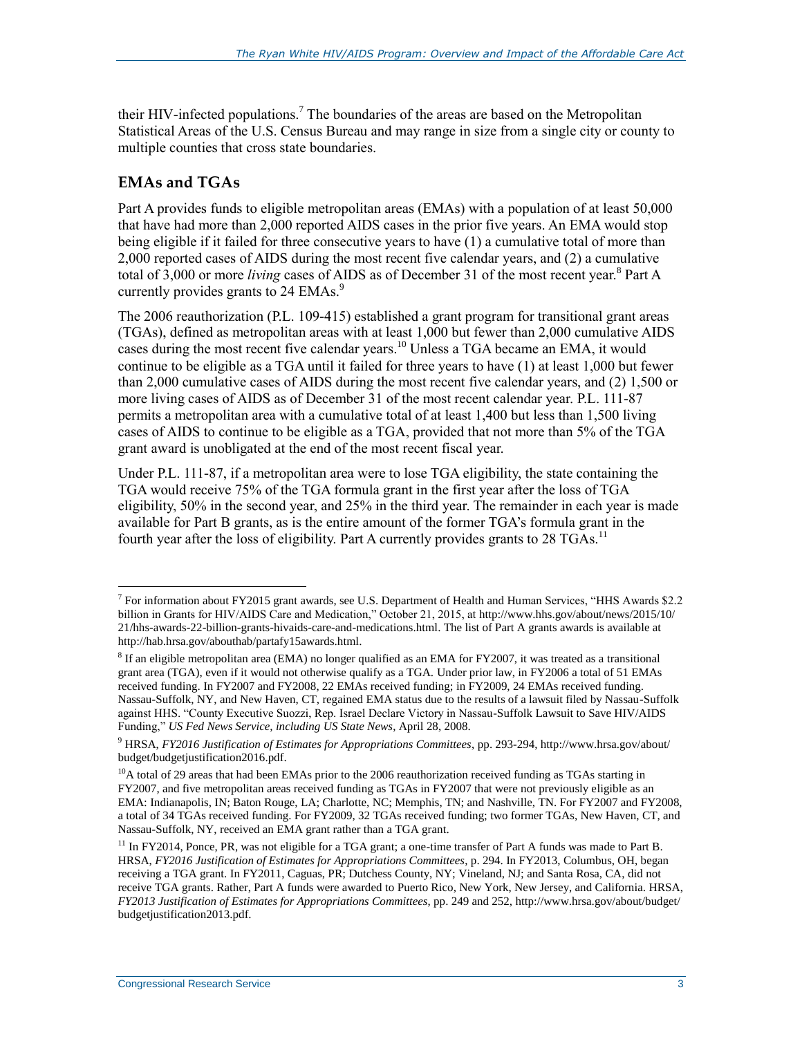their HIV-infected populations.[7] The boundaries of the areas are based on the Metropolitan Statistical Areas of the U.S. Census Bureau and may range in size from a single city or county to multiple counties that cross state boundaries.

## EMAs and TGAs

Part A provides funds to eligible metropolitan areas (EMAs) with a population of at least 50,000 that have had more than 2,000 reported AIDS cases in the prior five years. An EMA would stop being eligible if it failed for three consecutive years to have (1) a cumulative total of more than 2,000 reported cases of AIDS during the most recent five calendar years, and (2) a cumulative total of 3,000 or more *living* cases of AIDS as of December 31 of the most recent year.[8] Part A currently provides grants to 24 EMAs.[9]

The 2006 reauthorization (P.L. 109-415) established a grant program for transitional grant areas (TGAs), defined as metropolitan areas with at least 1,000 but fewer than 2,000 cumulative AIDS cases during the most recent five calendar years.[10] Unless a TGA became an EMA, it would continue to be eligible as a TGA until it failed for three years to have (1) at least 1,000 but fewer than 2,000 cumulative cases of AIDS during the most recent five calendar years, and (2) 1,500 or more living cases of AIDS as of December 31 of the most recent calendar year. P.L. 111-87 permits a metropolitan area with a cumulative total of at least 1,400 but less than 1,500 living cases of AIDS to continue to be eligible as a TGA, provided that not more than 5% of the TGA grant award is unobligated at the end of the most recent fiscal year.

Under P.L. 111-87, if a metropolitan area were to lose TGA eligibility, the state containing the TGA would receive 75% of the TGA formula grant in the first year after the loss of TGA eligibility, 50% in the second year, and 25% in the third year. The remainder in each year is made available for Part B grants, as is the entire amount of the former TGA's formula grant in the fourth year after the loss of eligibility. Part A currently provides grants to 28 TGAs.[11]

---

[7] For information about FY2015 grant awards, see U.S. Department of Health and Human Services, "HHS Awards $2.2 billion in Grants for HIV/AIDS Care and Medication," October 21, 2015, at http://www.hhs.gov/about/news/2015/10/21/hhs-awards-22-billion-grants-hivaids-care-and-medications.html. The list of Part A grants awards is available at http://hab.hrsa.gov/abouthab/partafy15awards.html.

[8] If an eligible metropolitan area (EMA) no longer qualified as an EMA for FY2007, it was treated as a transitional grant area (TGA), even if it would not otherwise qualify as a TGA. Under prior law, in FY2006 a total of 51 EMAs received funding. In FY2007 and FY2008, 22 EMAs received funding; in FY2009, 24 EMAs received funding. Nassau-Suffolk, NY, and New Haven, CT, regained EMA status due to the results of a lawsuit filed by Nassau-Suffolk against HHS. "County Executive Suozzi, Rep. Israel Declare Victory in Nassau-Suffolk Lawsuit to Save HIV/AIDS Funding," *US Fed News Service, including US State News*, April 28, 2008.

[9] HRSA, *FY2016 Justification of Estimates for Appropriations Committees*, pp. 293-294, http://www.hrsa.gov/about/budget/budgetjustification2016.pdf.

[10] A total of 29 areas that had been EMAs prior to the 2006 reauthorization received funding as TGAs starting in FY2007, and five metropolitan areas received funding as TGAs in FY2007 that were not previously eligible as an EMA: Indianapolis, IN; Baton Rouge, LA; Charlotte, NC; Memphis, TN; and Nashville, TN. For FY2007 and FY2008, a total of 34 TGAs received funding. For FY2009, 32 TGAs received funding; two former TGAs, New Haven, CT, and Nassau-Suffolk, NY, received an EMA grant rather than a TGA grant.

[11] In FY2014, Ponce, PR, was not eligible for a TGA grant; a one-time transfer of Part A funds was made to Part B. HRSA, *FY2016 Justification of Estimates for Appropriations Committees*, p. 294. In FY2013, Columbus, OH, began receiving a TGA grant. In FY2011, Caguas, PR; Dutchess County, NY; Vineland, NJ; and Santa Rosa, CA, did not receive TGA grants. Rather, Part A funds were awarded to Puerto Rico, New York, New Jersey, and California. HRSA, *FY2013 Justification of Estimates for Appropriations Committees*, pp. 249 and 252, http://www.hrsa.gov/about/budget/budgetjustification2013.pdf.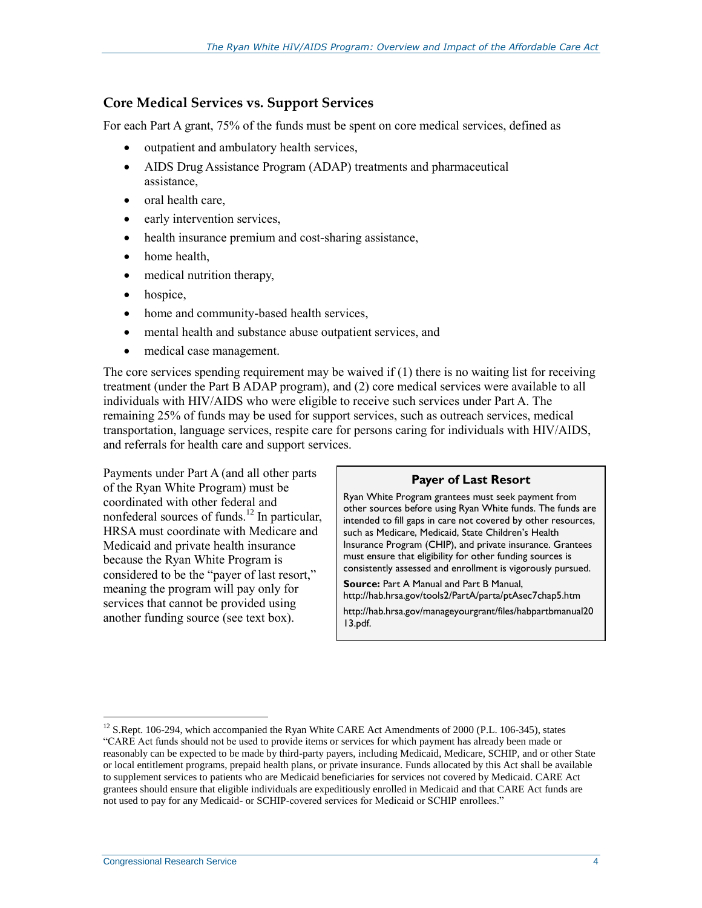### Core Medical Services vs. Support Services

For each Part A grant, 75% of the funds must be spent on core medical services, defined as

- outpatient and ambulatory health services,
- AIDS Drug Assistance Program (ADAP) treatments and pharmaceutical assistance,
- oral health care,
- early intervention services,
- health insurance premium and cost-sharing assistance,
- home health,
- medical nutrition therapy,
- hospice,
- home and community-based health services,
- mental health and substance abuse outpatient services, and
- medical case management.

The core services spending requirement may be waived if (1) there is no waiting list for receiving treatment (under the Part B ADAP program), and (2) core medical services were available to all individuals with HIV/AIDS who were eligible to receive such services under Part A. The remaining 25% of funds may be used for support services, such as outreach services, medical transportation, language services, respite care for persons caring for individuals with HIV/AIDS, and referrals for health care and support services.

Payments under Part A (and all other parts of the Ryan White Program) must be coordinated with other federal and nonfederal sources of funds.[12] In particular, HRSA must coordinate with Medicare and Medicaid and private health insurance because the Ryan White Program is considered to be the "payer of last resort," meaning the program will pay only for services that cannot be provided using another funding source (see text box).

> **Payer of Last Resort**
>
> Ryan White Program grantees must seek payment from other sources before using Ryan White funds. The funds are intended to fill gaps in care not covered by other resources, such as Medicare, Medicaid, State Children's Health Insurance Program (CHIP), and private insurance. Grantees must ensure that eligibility for other funding sources is consistently assessed and enrollment is vigorously pursued.
>
> **Source:** Part A Manual and Part B Manual, http://hab.hrsa.gov/tools2/PartA/parta/ptAsec7chap5.htm
>
> http://hab.hrsa.gov/manageyourgrant/files/habpartbmanual2013.pdf.

---

[12] S.Rept. 106-294, which accompanied the Ryan White CARE Act Amendments of 2000 (P.L. 106-345), states "CARE Act funds should not be used to provide items or services for which payment has already been made or reasonably can be expected to be made by third-party payers, including Medicaid, Medicare, SCHIP, and or other State or local entitlement programs, prepaid health plans, or private insurance. Funds allocated by this Act shall be available to supplement services to patients who are Medicaid beneficiaries for services not covered by Medicaid. CARE Act grantees should ensure that eligible individuals are expeditiously enrolled in Medicaid and that CARE Act funds are not used to pay for any Medicaid- or SCHIP-covered services for Medicaid or SCHIP enrollees."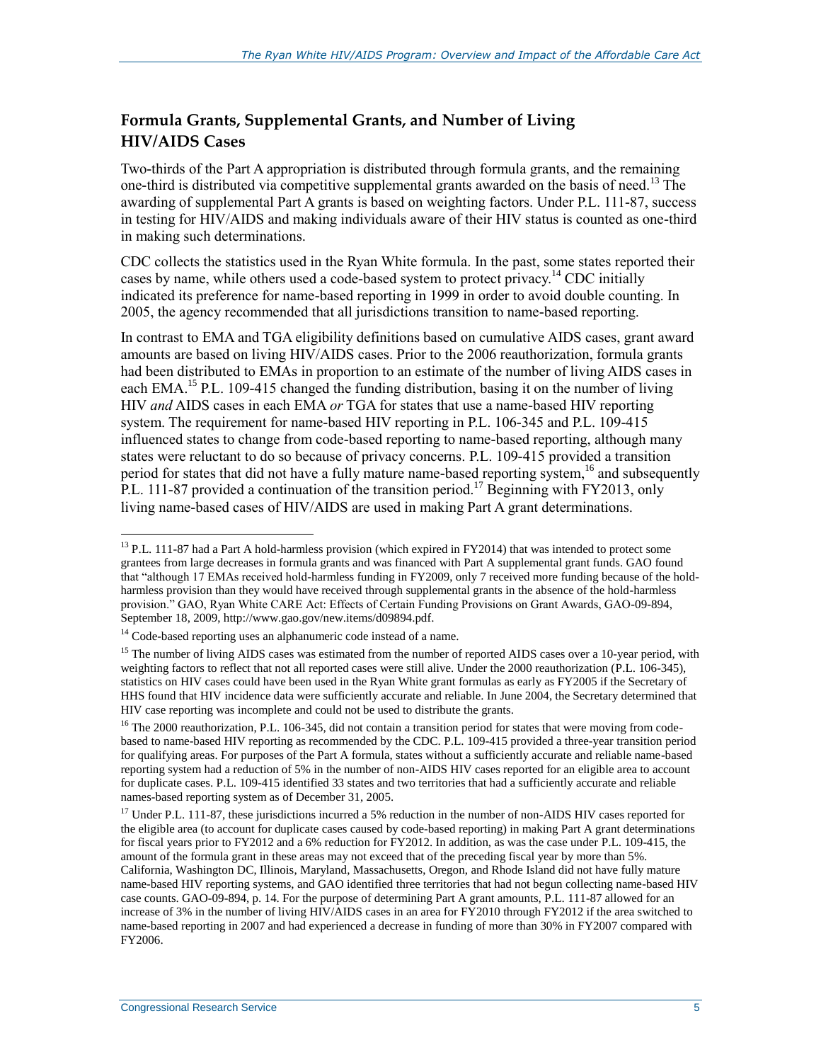## Formula Grants, Supplemental Grants, and Number of Living HIV/AIDS Cases

Two-thirds of the Part A appropriation is distributed through formula grants, and the remaining one-third is distributed via competitive supplemental grants awarded on the basis of need.[13] The awarding of supplemental Part A grants is based on weighting factors. Under P.L. 111-87, success in testing for HIV/AIDS and making individuals aware of their HIV status is counted as one-third in making such determinations.

CDC collects the statistics used in the Ryan White formula. In the past, some states reported their cases by name, while others used a code-based system to protect privacy.[14] CDC initially indicated its preference for name-based reporting in 1999 in order to avoid double counting. In 2005, the agency recommended that all jurisdictions transition to name-based reporting.

In contrast to EMA and TGA eligibility definitions based on cumulative AIDS cases, grant award amounts are based on living HIV/AIDS cases. Prior to the 2006 reauthorization, formula grants had been distributed to EMAs in proportion to an estimate of the number of living AIDS cases in each EMA.[15] P.L. 109-415 changed the funding distribution, basing it on the number of living HIV *and* AIDS cases in each EMA *or* TGA for states that use a name-based HIV reporting system. The requirement for name-based HIV reporting in P.L. 106-345 and P.L. 109-415 influenced states to change from code-based reporting to name-based reporting, although many states were reluctant to do so because of privacy concerns. P.L. 109-415 provided a transition period for states that did not have a fully mature name-based reporting system,[16] and subsequently P.L. 111-87 provided a continuation of the transition period.[17] Beginning with FY2013, only living name-based cases of HIV/AIDS are used in making Part A grant determinations.

---

[13] P.L. 111-87 had a Part A hold-harmless provision (which expired in FY2014) that was intended to protect some grantees from large decreases in formula grants and was financed with Part A supplemental grant funds. GAO found that "although 17 EMAs received hold-harmless funding in FY2009, only 7 received more funding because of the hold-harmless provision than they would have received through supplemental grants in the absence of the hold-harmless provision." GAO, Ryan White CARE Act: Effects of Certain Funding Provisions on Grant Awards, GAO-09-894, September 18, 2009, http://www.gao.gov/new.items/d09894.pdf.

[14] Code-based reporting uses an alphanumeric code instead of a name.

[15] The number of living AIDS cases was estimated from the number of reported AIDS cases over a 10-year period, with weighting factors to reflect that not all reported cases were still alive. Under the 2000 reauthorization (P.L. 106-345), statistics on HIV cases could have been used in the Ryan White grant formulas as early as FY2005 if the Secretary of HHS found that HIV incidence data were sufficiently accurate and reliable. In June 2004, the Secretary determined that HIV case reporting was incomplete and could not be used to distribute the grants.

[16] The 2000 reauthorization, P.L. 106-345, did not contain a transition period for states that were moving from code-based to name-based HIV reporting as recommended by the CDC. P.L. 109-415 provided a three-year transition period for qualifying areas. For purposes of the Part A formula, states without a sufficiently accurate and reliable name-based reporting system had a reduction of 5% in the number of non-AIDS HIV cases reported for an eligible area to account for duplicate cases. P.L. 109-415 identified 33 states and two territories that had a sufficiently accurate and reliable names-based reporting system as of December 31, 2005.

[17] Under P.L. 111-87, these jurisdictions incurred a 5% reduction in the number of non-AIDS HIV cases reported for the eligible area (to account for duplicate cases caused by code-based reporting) in making Part A grant determinations for fiscal years prior to FY2012 and a 6% reduction for FY2012. In addition, as was the case under P.L. 109-415, the amount of the formula grant in these areas may not exceed that of the preceding fiscal year by more than 5%. California, Washington DC, Illinois, Maryland, Massachusetts, Oregon, and Rhode Island did not have fully mature name-based HIV reporting systems, and GAO identified three territories that had not begun collecting name-based HIV case counts. GAO-09-894, p. 14. For the purpose of determining Part A grant amounts, P.L. 111-87 allowed for an increase of 3% in the number of living HIV/AIDS cases in an area for FY2010 through FY2012 if the area switched to name-based reporting in 2007 and had experienced a decrease in funding of more than 30% in FY2007 compared with FY2006.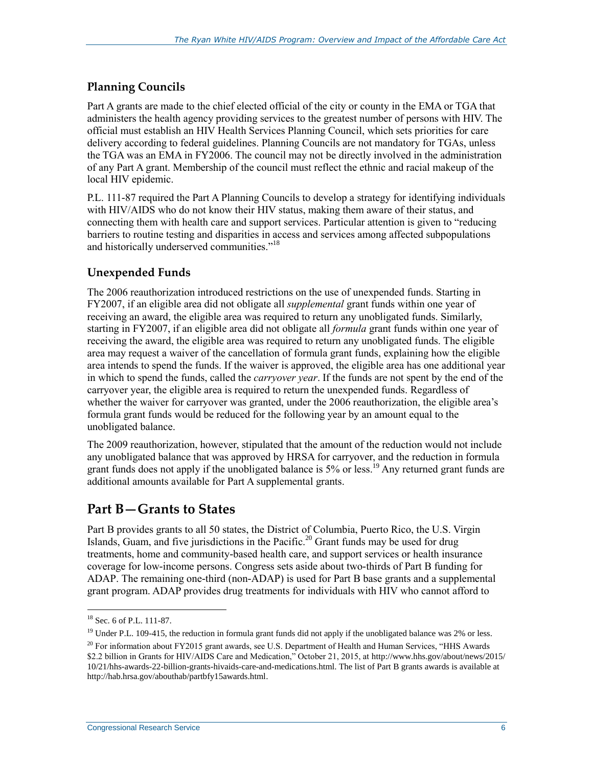### Planning Councils

Part A grants are made to the chief elected official of the city or county in the EMA or TGA that administers the health agency providing services to the greatest number of persons with HIV. The official must establish an HIV Health Services Planning Council, which sets priorities for care delivery according to federal guidelines. Planning Councils are not mandatory for TGAs, unless the TGA was an EMA in FY2006. The council may not be directly involved in the administration of any Part A grant. Membership of the council must reflect the ethnic and racial makeup of the local HIV epidemic.

P.L. 111-87 required the Part A Planning Councils to develop a strategy for identifying individuals with HIV/AIDS who do not know their HIV status, making them aware of their status, and connecting them with health care and support services. Particular attention is given to "reducing barriers to routine testing and disparities in access and services among affected subpopulations and historically underserved communities."[18]

### Unexpended Funds

The 2006 reauthorization introduced restrictions on the use of unexpended funds. Starting in FY2007, if an eligible area did not obligate all *supplemental* grant funds within one year of receiving an award, the eligible area was required to return any unobligated funds. Similarly, starting in FY2007, if an eligible area did not obligate all *formula* grant funds within one year of receiving the award, the eligible area was required to return any unobligated funds. The eligible area may request a waiver of the cancellation of formula grant funds, explaining how the eligible area intends to spend the funds. If the waiver is approved, the eligible area has one additional year in which to spend the funds, called the *carryover year*. If the funds are not spent by the end of the carryover year, the eligible area is required to return the unexpended funds. Regardless of whether the waiver for carryover was granted, under the 2006 reauthorization, the eligible area's formula grant funds would be reduced for the following year by an amount equal to the unobligated balance.

The 2009 reauthorization, however, stipulated that the amount of the reduction would not include any unobligated balance that was approved by HRSA for carryover, and the reduction in formula grant funds does not apply if the unobligated balance is 5% or less.[19] Any returned grant funds are additional amounts available for Part A supplemental grants.

## Part B—Grants to States

Part B provides grants to all 50 states, the District of Columbia, Puerto Rico, the U.S. Virgin Islands, Guam, and five jurisdictions in the Pacific.[20] Grant funds may be used for drug treatments, home and community-based health care, and support services or health insurance coverage for low-income persons. Congress sets aside about two-thirds of Part B funding for ADAP. The remaining one-third (non-ADAP) is used for Part B base grants and a supplemental grant program. ADAP provides drug treatments for individuals with HIV who cannot afford to

---

[18] Sec. 6 of P.L. 111-87.

[19] Under P.L. 109-415, the reduction in formula grant funds did not apply if the unobligated balance was 2% or less.

[20] For information about FY2015 grant awards, see U.S. Department of Health and Human Services, "HHS Awards $2.2 billion in Grants for HIV/AIDS Care and Medication," October 21, 2015, at http://www.hhs.gov/about/news/2015/10/21/hhs-awards-22-billion-grants-hivaids-care-and-medications.html. The list of Part B grants awards is available at http://hab.hrsa.gov/abouthab/partbfy15awards.html.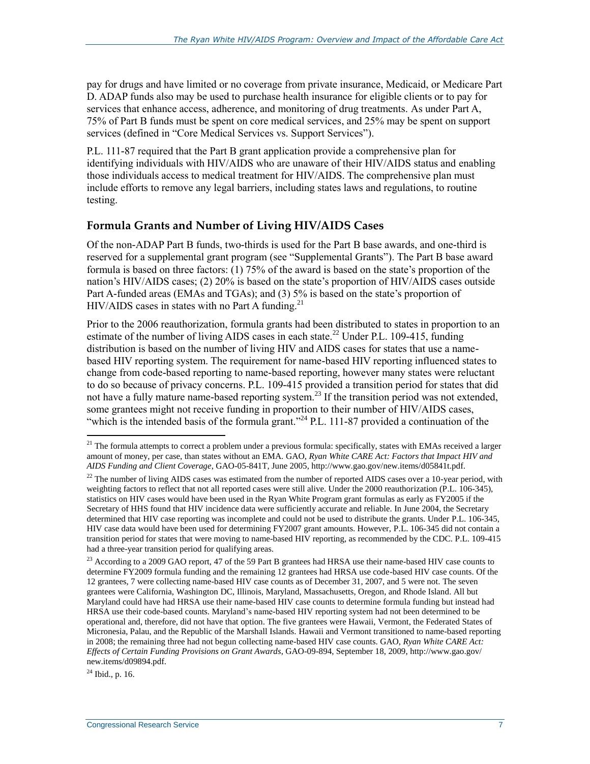pay for drugs and have limited or no coverage from private insurance, Medicaid, or Medicare Part D. ADAP funds also may be used to purchase health insurance for eligible clients or to pay for services that enhance access, adherence, and monitoring of drug treatments. As under Part A, 75% of Part B funds must be spent on core medical services, and 25% may be spent on support services (defined in "Core Medical Services vs. Support Services").

P.L. 111-87 required that the Part B grant application provide a comprehensive plan for identifying individuals with HIV/AIDS who are unaware of their HIV/AIDS status and enabling those individuals access to medical treatment for HIV/AIDS. The comprehensive plan must include efforts to remove any legal barriers, including states laws and regulations, to routine testing.

## Formula Grants and Number of Living HIV/AIDS Cases

Of the non-ADAP Part B funds, two-thirds is used for the Part B base awards, and one-third is reserved for a supplemental grant program (see "Supplemental Grants"). The Part B base award formula is based on three factors: (1) 75% of the award is based on the state's proportion of the nation's HIV/AIDS cases; (2) 20% is based on the state's proportion of HIV/AIDS cases outside Part A-funded areas (EMAs and TGAs); and (3) 5% is based on the state's proportion of HIV/AIDS cases in states with no Part A funding.[21]

Prior to the 2006 reauthorization, formula grants had been distributed to states in proportion to an estimate of the number of living AIDS cases in each state.[22] Under P.L. 109-415, funding distribution is based on the number of living HIV and AIDS cases for states that use a name-based HIV reporting system. The requirement for name-based HIV reporting influenced states to change from code-based reporting to name-based reporting, however many states were reluctant to do so because of privacy concerns. P.L. 109-415 provided a transition period for states that did not have a fully mature name-based reporting system.[23] If the transition period was not extended, some grantees might not receive funding in proportion to their number of HIV/AIDS cases, "which is the intended basis of the formula grant."[24] P.L. 111-87 provided a continuation of the

---

[21] The formula attempts to correct a problem under a previous formula: specifically, states with EMAs received a larger amount of money, per case, than states without an EMA. GAO, *Ryan White CARE Act: Factors that Impact HIV and AIDS Funding and Client Coverage*, GAO-05-841T, June 2005, http://www.gao.gov/new.items/d05841t.pdf.

[22] The number of living AIDS cases was estimated from the number of reported AIDS cases over a 10-year period, with weighting factors to reflect that not all reported cases were still alive. Under the 2000 reauthorization (P.L. 106-345), statistics on HIV cases would have been used in the Ryan White Program grant formulas as early as FY2005 if the Secretary of HHS found that HIV incidence data were sufficiently accurate and reliable. In June 2004, the Secretary determined that HIV case reporting was incomplete and could not be used to distribute the grants. Under P.L. 106-345, HIV case data would have been used for determining FY2007 grant amounts. However, P.L. 106-345 did not contain a transition period for states that were moving to name-based HIV reporting, as recommended by the CDC. P.L. 109-415 had a three-year transition period for qualifying areas.

[23] According to a 2009 GAO report, 47 of the 59 Part B grantees had HRSA use their name-based HIV case counts to determine FY2009 formula funding and the remaining 12 grantees had HRSA use code-based HIV case counts. Of the 12 grantees, 7 were collecting name-based HIV case counts as of December 31, 2007, and 5 were not. The seven grantees were California, Washington DC, Illinois, Maryland, Massachusetts, Oregon, and Rhode Island. All but Maryland could have had HRSA use their name-based HIV case counts to determine formula funding but instead had HRSA use their code-based counts. Maryland's name-based HIV reporting system had not been determined to be operational and, therefore, did not have that option. The five grantees were Hawaii, Vermont, the Federated States of Micronesia, Palau, and the Republic of the Marshall Islands. Hawaii and Vermont transitioned to name-based reporting in 2008; the remaining three had not begun collecting name-based HIV case counts. GAO, *Ryan White CARE Act: Effects of Certain Funding Provisions on Grant Awards*, GAO-09-894, September 18, 2009, http://www.gao.gov/new.items/d09894.pdf.

[24] Ibid., p. 16.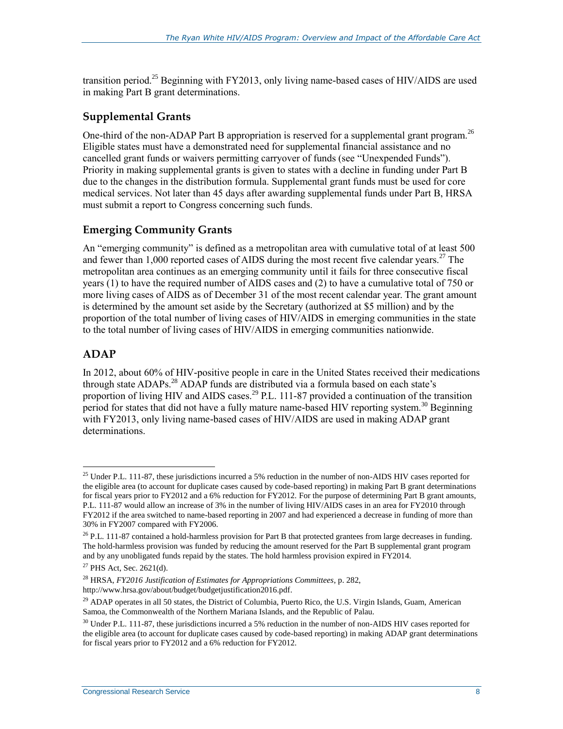transition period.[25] Beginning with FY2013, only living name-based cases of HIV/AIDS are used in making Part B grant determinations.

### Supplemental Grants

One-third of the non-ADAP Part B appropriation is reserved for a supplemental grant program.[26] Eligible states must have a demonstrated need for supplemental financial assistance and no cancelled grant funds or waivers permitting carryover of funds (see "Unexpended Funds"). Priority in making supplemental grants is given to states with a decline in funding under Part B due to the changes in the distribution formula. Supplemental grant funds must be used for core medical services. Not later than 45 days after awarding supplemental funds under Part B, HRSA must submit a report to Congress concerning such funds.

### Emerging Community Grants

An "emerging community" is defined as a metropolitan area with cumulative total of at least 500 and fewer than 1,000 reported cases of AIDS during the most recent five calendar years.[27] The metropolitan area continues as an emerging community until it fails for three consecutive fiscal years (1) to have the required number of AIDS cases and (2) to have a cumulative total of 750 or more living cases of AIDS as of December 31 of the most recent calendar year. The grant amount is determined by the amount set aside by the Secretary (authorized at $5 million) and by the proportion of the total number of living cases of HIV/AIDS in emerging communities in the state to the total number of living cases of HIV/AIDS in emerging communities nationwide.

### ADAP

In 2012, about 60% of HIV-positive people in care in the United States received their medications through state ADAPs.[28] ADAP funds are distributed via a formula based on each state's proportion of living HIV and AIDS cases.[29] P.L. 111-87 provided a continuation of the transition period for states that did not have a fully mature name-based HIV reporting system.[30] Beginning with FY2013, only living name-based cases of HIV/AIDS are used in making ADAP grant determinations.

---

[25] Under P.L. 111-87, these jurisdictions incurred a 5% reduction in the number of non-AIDS HIV cases reported for the eligible area (to account for duplicate cases caused by code-based reporting) in making Part B grant determinations for fiscal years prior to FY2012 and a 6% reduction for FY2012. For the purpose of determining Part B grant amounts, P.L. 111-87 would allow an increase of 3% in the number of living HIV/AIDS cases in an area for FY2010 through FY2012 if the area switched to name-based reporting in 2007 and had experienced a decrease in funding of more than 30% in FY2007 compared with FY2006.

[26] P.L. 111-87 contained a hold-harmless provision for Part B that protected grantees from large decreases in funding. The hold-harmless provision was funded by reducing the amount reserved for the Part B supplemental grant program and by any unobligated funds repaid by the states. The hold harmless provision expired in FY2014.

[27] PHS Act, Sec. 2621(d).

[28] HRSA, *FY2016 Justification of Estimates for Appropriations Committees*, p. 282, http://www.hrsa.gov/about/budget/budgetjustification2016.pdf.

[29] ADAP operates in all 50 states, the District of Columbia, Puerto Rico, the U.S. Virgin Islands, Guam, American Samoa, the Commonwealth of the Northern Mariana Islands, and the Republic of Palau.

[30] Under P.L. 111-87, these jurisdictions incurred a 5% reduction in the number of non-AIDS HIV cases reported for the eligible area (to account for duplicate cases caused by code-based reporting) in making ADAP grant determinations for fiscal years prior to FY2012 and a 6% reduction for FY2012.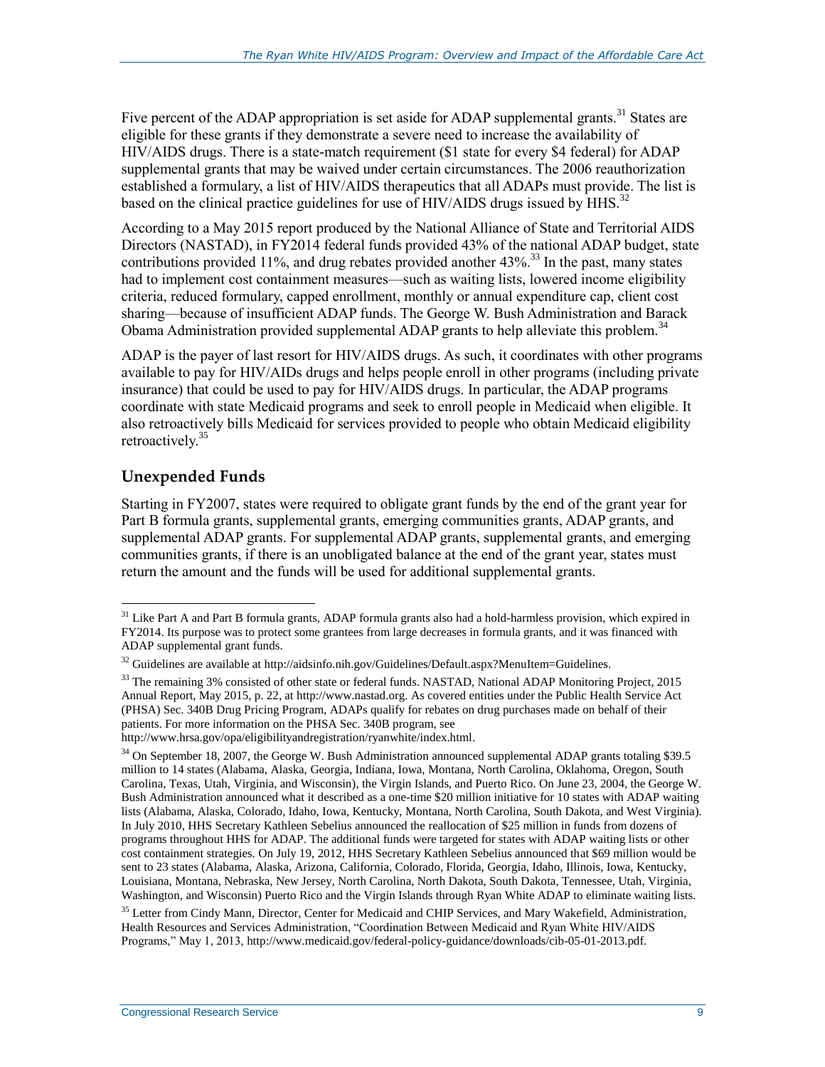Five percent of the ADAP appropriation is set aside for ADAP supplemental grants.[31] States are eligible for these grants if they demonstrate a severe need to increase the availability of HIV/AIDS drugs. There is a state-match requirement ($1 state for every $4 federal) for ADAP supplemental grants that may be waived under certain circumstances. The 2006 reauthorization established a formulary, a list of HIV/AIDS therapeutics that all ADAPs must provide. The list is based on the clinical practice guidelines for use of HIV/AIDS drugs issued by HHS.[32]

According to a May 2015 report produced by the National Alliance of State and Territorial AIDS Directors (NASTAD), in FY2014 federal funds provided 43% of the national ADAP budget, state contributions provided 11%, and drug rebates provided another 43%.[33] In the past, many states had to implement cost containment measures—such as waiting lists, lowered income eligibility criteria, reduced formulary, capped enrollment, monthly or annual expenditure cap, client cost sharing—because of insufficient ADAP funds. The George W. Bush Administration and Barack Obama Administration provided supplemental ADAP grants to help alleviate this problem.[34]

ADAP is the payer of last resort for HIV/AIDS drugs. As such, it coordinates with other programs available to pay for HIV/AIDs drugs and helps people enroll in other programs (including private insurance) that could be used to pay for HIV/AIDS drugs. In particular, the ADAP programs coordinate with state Medicaid programs and seek to enroll people in Medicaid when eligible. It also retroactively bills Medicaid for services provided to people who obtain Medicaid eligibility retroactively.[35]

## Unexpended Funds

Starting in FY2007, states were required to obligate grant funds by the end of the grant year for Part B formula grants, supplemental grants, emerging communities grants, ADAP grants, and supplemental ADAP grants. For supplemental ADAP grants, supplemental grants, and emerging communities grants, if there is an unobligated balance at the end of the grant year, states must return the amount and the funds will be used for additional supplemental grants.

---

[31] Like Part A and Part B formula grants, ADAP formula grants also had a hold-harmless provision, which expired in FY2014. Its purpose was to protect some grantees from large decreases in formula grants, and it was financed with ADAP supplemental grant funds.

[32] Guidelines are available at http://aidsinfo.nih.gov/Guidelines/Default.aspx?MenuItem=Guidelines.

[33] The remaining 3% consisted of other state or federal funds. NASTAD, National ADAP Monitoring Project, 2015 Annual Report, May 2015, p. 22, at http://www.nastad.org. As covered entities under the Public Health Service Act (PHSA) Sec. 340B Drug Pricing Program, ADAPs qualify for rebates on drug purchases made on behalf of their patients. For more information on the PHSA Sec. 340B program, see http://www.hrsa.gov/opa/eligibilityandregistration/ryanwhite/index.html.

[34] On September 18, 2007, the George W. Bush Administration announced supplemental ADAP grants totaling $39.5 million to 14 states (Alabama, Alaska, Georgia, Indiana, Iowa, Montana, North Carolina, Oklahoma, Oregon, South Carolina, Texas, Utah, Virginia, and Wisconsin), the Virgin Islands, and Puerto Rico. On June 23, 2004, the George W. Bush Administration announced what it described as a one-time $20 million initiative for 10 states with ADAP waiting lists (Alabama, Alaska, Colorado, Idaho, Iowa, Kentucky, Montana, North Carolina, South Dakota, and West Virginia). In July 2010, HHS Secretary Kathleen Sebelius announced the reallocation of $25 million in funds from dozens of programs throughout HHS for ADAP. The additional funds were targeted for states with ADAP waiting lists or other cost containment strategies. On July 19, 2012, HHS Secretary Kathleen Sebelius announced that $69 million would be sent to 23 states (Alabama, Alaska, Arizona, California, Colorado, Florida, Georgia, Idaho, Illinois, Iowa, Kentucky, Louisiana, Montana, Nebraska, New Jersey, North Carolina, North Dakota, South Dakota, Tennessee, Utah, Virginia, Washington, and Wisconsin) Puerto Rico and the Virgin Islands through Ryan White ADAP to eliminate waiting lists.

[35] Letter from Cindy Mann, Director, Center for Medicaid and CHIP Services, and Mary Wakefield, Administration, Health Resources and Services Administration, "Coordination Between Medicaid and Ryan White HIV/AIDS Programs," May 1, 2013, http://www.medicaid.gov/federal-policy-guidance/downloads/cib-05-01-2013.pdf.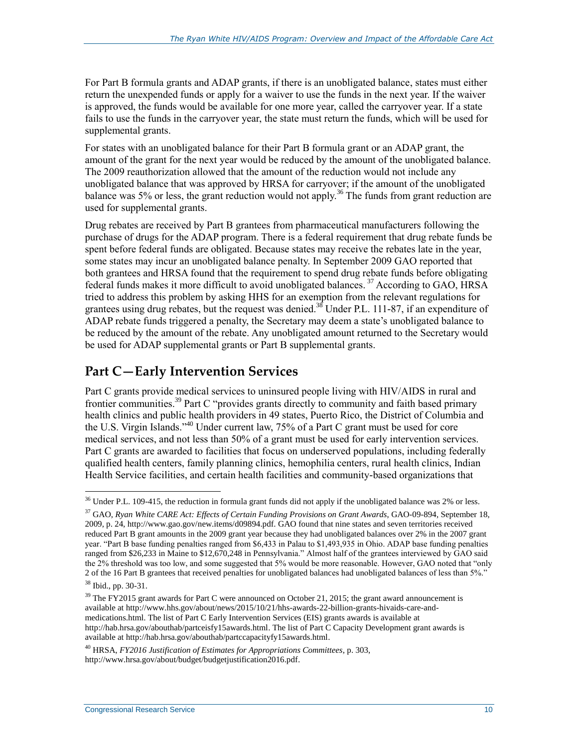For Part B formula grants and ADAP grants, if there is an unobligated balance, states must either return the unexpended funds or apply for a waiver to use the funds in the next year. If the waiver is approved, the funds would be available for one more year, called the carryover year. If a state fails to use the funds in the carryover year, the state must return the funds, which will be used for supplemental grants.

For states with an unobligated balance for their Part B formula grant or an ADAP grant, the amount of the grant for the next year would be reduced by the amount of the unobligated balance. The 2009 reauthorization allowed that the amount of the reduction would not include any unobligated balance that was approved by HRSA for carryover; if the amount of the unobligated balance was 5% or less, the grant reduction would not apply.[36] The funds from grant reduction are used for supplemental grants.

Drug rebates are received by Part B grantees from pharmaceutical manufacturers following the purchase of drugs for the ADAP program. There is a federal requirement that drug rebate funds be spent before federal funds are obligated. Because states may receive the rebates late in the year, some states may incur an unobligated balance penalty. In September 2009 GAO reported that both grantees and HRSA found that the requirement to spend drug rebate funds before obligating federal funds makes it more difficult to avoid unobligated balances.[37] According to GAO, HRSA tried to address this problem by asking HHS for an exemption from the relevant regulations for grantees using drug rebates, but the request was denied.[38] Under P.L. 111-87, if an expenditure of ADAP rebate funds triggered a penalty, the Secretary may deem a state's unobligated balance to be reduced by the amount of the rebate. Any unobligated amount returned to the Secretary would be used for ADAP supplemental grants or Part B supplemental grants.

## Part C—Early Intervention Services

Part C grants provide medical services to uninsured people living with HIV/AIDS in rural and frontier communities.[39] Part C "provides grants directly to community and faith based primary health clinics and public health providers in 49 states, Puerto Rico, the District of Columbia and the U.S. Virgin Islands."[40] Under current law, 75% of a Part C grant must be used for core medical services, and not less than 50% of a grant must be used for early intervention services. Part C grants are awarded to facilities that focus on underserved populations, including federally qualified health centers, family planning clinics, hemophilia centers, rural health clinics, Indian Health Service facilities, and certain health facilities and community-based organizations that

---

[36] Under P.L. 109-415, the reduction in formula grant funds did not apply if the unobligated balance was 2% or less.

[37] GAO, *Ryan White CARE Act: Effects of Certain Funding Provisions on Grant Awards*, GAO-09-894, September 18, 2009, p. 24, http://www.gao.gov/new.items/d09894.pdf. GAO found that nine states and seven territories received reduced Part B grant amounts in the 2009 grant year because they had unobligated balances over 2% in the 2007 grant year. "Part B base funding penalties ranged from $6,433 in Palau to $1,493,935 in Ohio. ADAP base funding penalties ranged from $26,233 in Maine to $12,670,248 in Pennsylvania." Almost half of the grantees interviewed by GAO said the 2% threshold was too low, and some suggested that 5% would be more reasonable. However, GAO noted that "only 2 of the 16 Part B grantees that received penalties for unobligated balances had unobligated balances of less than 5%."

[38] Ibid., pp. 30-31.

[39] The FY2015 grant awards for Part C were announced on October 21, 2015; the grant award announcement is available at http://www.hhs.gov/about/news/2015/10/21/hhs-awards-22-billion-grants-hivaids-care-and-medications.html. The list of Part C Early Intervention Services (EIS) grants awards is available at http://hab.hrsa.gov/abouthab/partceisfy15awards.html. The list of Part C Capacity Development grant awards is available at http://hab.hrsa.gov/abouthab/partccapacityfy15awards.html.

[40] HRSA, *FY2016 Justification of Estimates for Appropriations Committees*, p. 303, http://www.hrsa.gov/about/budget/budgetjustification2016.pdf.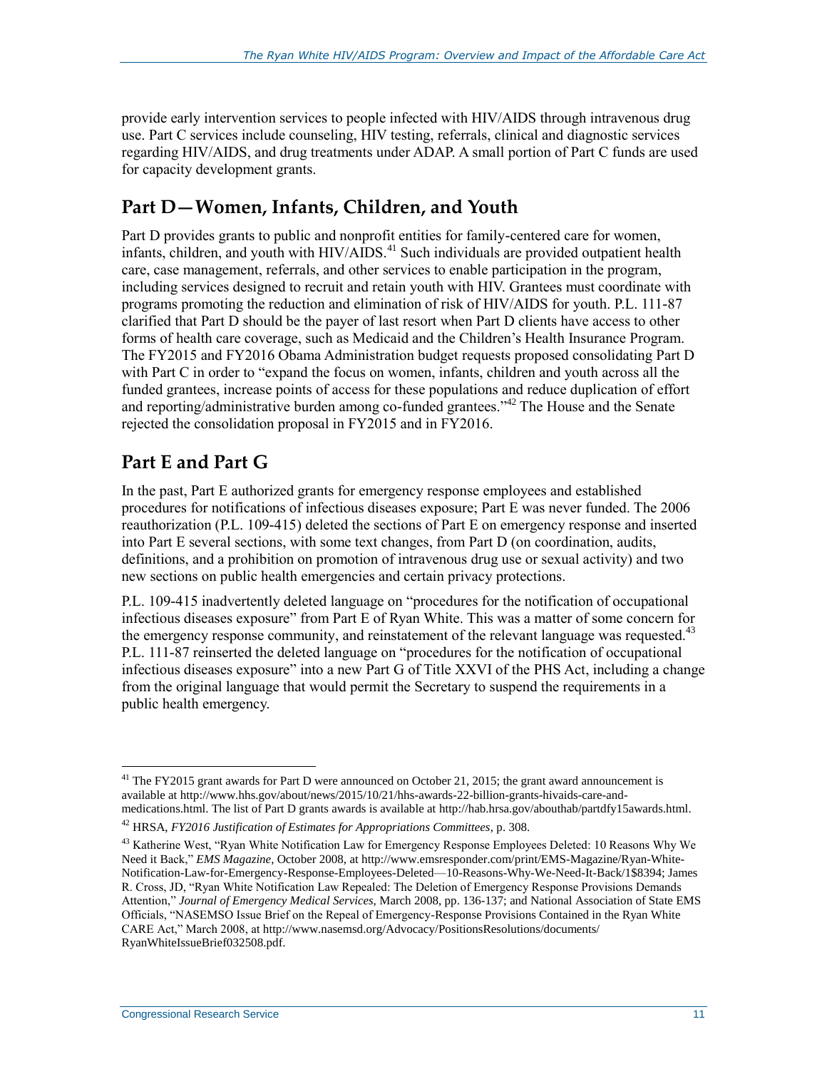provide early intervention services to people infected with HIV/AIDS through intravenous drug use. Part C services include counseling, HIV testing, referrals, clinical and diagnostic services regarding HIV/AIDS, and drug treatments under ADAP. A small portion of Part C funds are used for capacity development grants.

## Part D—Women, Infants, Children, and Youth

Part D provides grants to public and nonprofit entities for family-centered care for women, infants, children, and youth with HIV/AIDS.[41] Such individuals are provided outpatient health care, case management, referrals, and other services to enable participation in the program, including services designed to recruit and retain youth with HIV. Grantees must coordinate with programs promoting the reduction and elimination of risk of HIV/AIDS for youth. P.L. 111-87 clarified that Part D should be the payer of last resort when Part D clients have access to other forms of health care coverage, such as Medicaid and the Children's Health Insurance Program. The FY2015 and FY2016 Obama Administration budget requests proposed consolidating Part D with Part C in order to "expand the focus on women, infants, children and youth across all the funded grantees, increase points of access for these populations and reduce duplication of effort and reporting/administrative burden among co-funded grantees."[42] The House and the Senate rejected the consolidation proposal in FY2015 and in FY2016.

## Part E and Part G

In the past, Part E authorized grants for emergency response employees and established procedures for notifications of infectious diseases exposure; Part E was never funded. The 2006 reauthorization (P.L. 109-415) deleted the sections of Part E on emergency response and inserted into Part E several sections, with some text changes, from Part D (on coordination, audits, definitions, and a prohibition on promotion of intravenous drug use or sexual activity) and two new sections on public health emergencies and certain privacy protections.

P.L. 109-415 inadvertently deleted language on "procedures for the notification of occupational infectious diseases exposure" from Part E of Ryan White. This was a matter of some concern for the emergency response community, and reinstatement of the relevant language was requested.[43] P.L. 111-87 reinserted the deleted language on "procedures for the notification of occupational infectious diseases exposure" into a new Part G of Title XXVI of the PHS Act, including a change from the original language that would permit the Secretary to suspend the requirements in a public health emergency.

---

[41] The FY2015 grant awards for Part D were announced on October 21, 2015; the grant award announcement is available at http://www.hhs.gov/about/news/2015/10/21/hhs-awards-22-billion-grants-hivaids-care-and-medications.html. The list of Part D grants awards is available at http://hab.hrsa.gov/abouthab/partdfy15awards.html.

[42] HRSA, *FY2016 Justification of Estimates for Appropriations Committees*, p. 308.

[43] Katherine West, "Ryan White Notification Law for Emergency Response Employees Deleted: 10 Reasons Why We Need it Back," *EMS Magazine*, October 2008, at http://www.emsresponder.com/print/EMS-Magazine/Ryan-White-Notification-Law-for-Emergency-Response-Employees-Deleted—10-Reasons-Why-We-Need-It-Back/1$8394; James R. Cross, JD, "Ryan White Notification Law Repealed: The Deletion of Emergency Response Provisions Demands Attention," *Journal of Emergency Medical Services*, March 2008, pp. 136-137; and National Association of State EMS Officials, "NASEMSO Issue Brief on the Repeal of Emergency-Response Provisions Contained in the Ryan White CARE Act," March 2008, at http://www.nasemsd.org/Advocacy/PositionsResolutions/documents/RyanWhiteIssueBrief032508.pdf.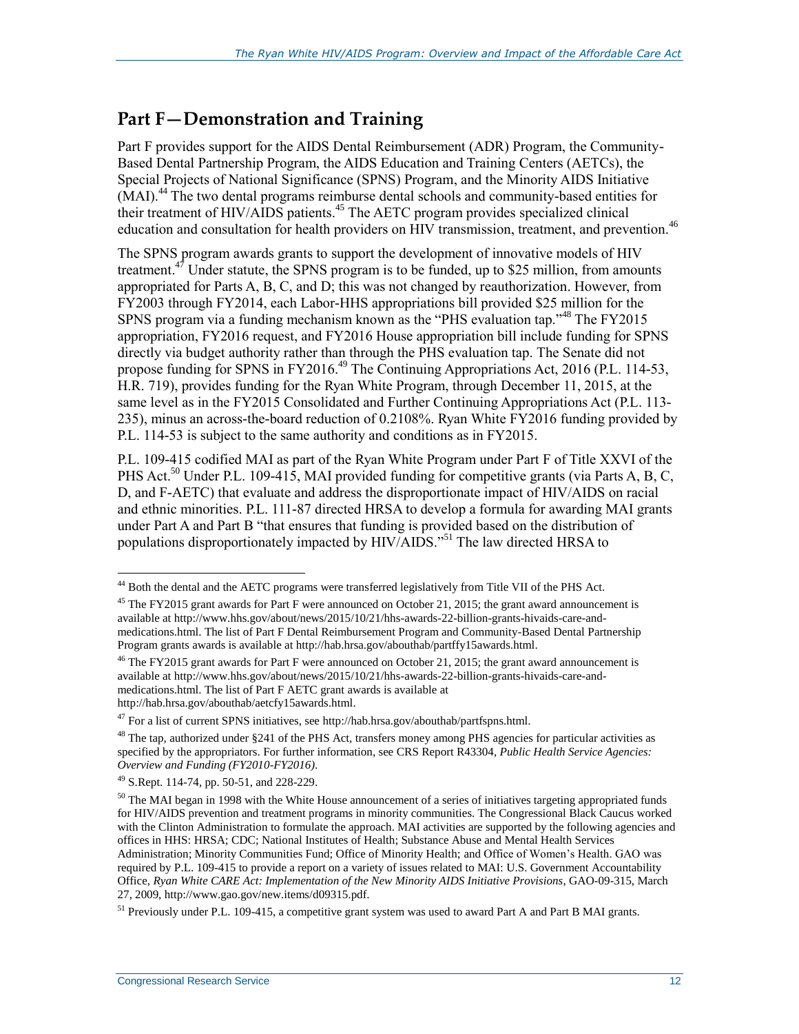## Part F—Demonstration and Training

Part F provides support for the AIDS Dental Reimbursement (ADR) Program, the Community-Based Dental Partnership Program, the AIDS Education and Training Centers (AETCs), the Special Projects of National Significance (SPNS) Program, and the Minority AIDS Initiative (MAI).[44] The two dental programs reimburse dental schools and community-based entities for their treatment of HIV/AIDS patients.[45] The AETC program provides specialized clinical education and consultation for health providers on HIV transmission, treatment, and prevention.[46]

The SPNS program awards grants to support the development of innovative models of HIV treatment.[47] Under statute, the SPNS program is to be funded, up to $25 million, from amounts appropriated for Parts A, B, C, and D; this was not changed by reauthorization. However, from FY2003 through FY2014, each Labor-HHS appropriations bill provided $25 million for the SPNS program via a funding mechanism known as the "PHS evaluation tap."[48] The FY2015 appropriation, FY2016 request, and FY2016 House appropriation bill include funding for SPNS directly via budget authority rather than through the PHS evaluation tap. The Senate did not propose funding for SPNS in FY2016.[49] The Continuing Appropriations Act, 2016 (P.L. 114-53, H.R. 719), provides funding for the Ryan White Program, through December 11, 2015, at the same level as in the FY2015 Consolidated and Further Continuing Appropriations Act (P.L. 113-235), minus an across-the-board reduction of 0.2108%. Ryan White FY2016 funding provided by P.L. 114-53 is subject to the same authority and conditions as in FY2015.

P.L. 109-415 codified MAI as part of the Ryan White Program under Part F of Title XXVI of the PHS Act.[50] Under P.L. 109-415, MAI provided funding for competitive grants (via Parts A, B, C, D, and F-AETC) that evaluate and address the disproportionate impact of HIV/AIDS on racial and ethnic minorities. P.L. 111-87 directed HRSA to develop a formula for awarding MAI grants under Part A and Part B "that ensures that funding is provided based on the distribution of populations disproportionately impacted by HIV/AIDS."[51] The law directed HRSA to

---

[44] Both the dental and the AETC programs were transferred legislatively from Title VII of the PHS Act.

[45] The FY2015 grant awards for Part F were announced on October 21, 2015; the grant award announcement is available at http://www.hhs.gov/about/news/2015/10/21/hhs-awards-22-billion-grants-hivaids-care-and-medications.html. The list of Part F Dental Reimbursement Program and Community-Based Dental Partnership Program grants awards is available at http://hab.hrsa.gov/abouthab/partffy15awards.html.

[46] The FY2015 grant awards for Part F were announced on October 21, 2015; the grant award announcement is available at http://www.hhs.gov/about/news/2015/10/21/hhs-awards-22-billion-grants-hivaids-care-and-medications.html. The list of Part F AETC grant awards is available at http://hab.hrsa.gov/abouthab/aetcfy15awards.html.

[47] For a list of current SPNS initiatives, see http://hab.hrsa.gov/abouthab/partfspns.html.

[48] The tap, authorized under §241 of the PHS Act, transfers money among PHS agencies for particular activities as specified by the appropriators. For further information, see CRS Report R43304, *Public Health Service Agencies: Overview and Funding (FY2010-FY2016)*.

[49] S.Rept. 114-74, pp. 50-51, and 228-229.

[50] The MAI began in 1998 with the White House announcement of a series of initiatives targeting appropriated funds for HIV/AIDS prevention and treatment programs in minority communities. The Congressional Black Caucus worked with the Clinton Administration to formulate the approach. MAI activities are supported by the following agencies and offices in HHS: HRSA; CDC; National Institutes of Health; Substance Abuse and Mental Health Services Administration; Minority Communities Fund; Office of Minority Health; and Office of Women's Health. GAO was required by P.L. 109-415 to provide a report on a variety of issues related to MAI: U.S. Government Accountability Office, *Ryan White CARE Act: Implementation of the New Minority AIDS Initiative Provisions*, GAO-09-315, March 27, 2009, http://www.gao.gov/new.items/d09315.pdf.

[51] Previously under P.L. 109-415, a competitive grant system was used to award Part A and Part B MAI grants.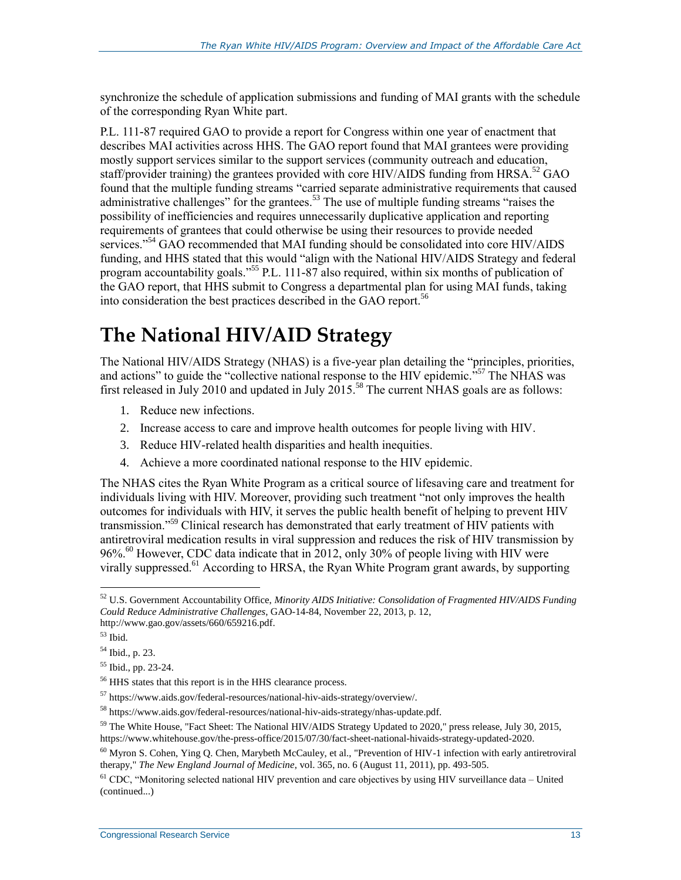synchronize the schedule of application submissions and funding of MAI grants with the schedule of the corresponding Ryan White part.

P.L. 111-87 required GAO to provide a report for Congress within one year of enactment that describes MAI activities across HHS. The GAO report found that MAI grantees were providing mostly support services similar to the support services (community outreach and education, staff/provider training) the grantees provided with core HIV/AIDS funding from HRSA.[52] GAO found that the multiple funding streams "carried separate administrative requirements that caused administrative challenges" for the grantees.[53] The use of multiple funding streams "raises the possibility of inefficiencies and requires unnecessarily duplicative application and reporting requirements of grantees that could otherwise be using their resources to provide needed services."[54] GAO recommended that MAI funding should be consolidated into core HIV/AIDS funding, and HHS stated that this would "align with the National HIV/AIDS Strategy and federal program accountability goals."[55] P.L. 111-87 also required, within six months of publication of the GAO report, that HHS submit to Congress a departmental plan for using MAI funds, taking into consideration the best practices described in the GAO report.[56]

# The National HIV/AID Strategy

The National HIV/AIDS Strategy (NHAS) is a five-year plan detailing the "principles, priorities, and actions" to guide the "collective national response to the HIV epidemic."[57] The NHAS was first released in July 2010 and updated in July 2015.[58] The current NHAS goals are as follows:

1. Reduce new infections.
2. Increase access to care and improve health outcomes for people living with HIV.
3. Reduce HIV-related health disparities and health inequities.
4. Achieve a more coordinated national response to the HIV epidemic.

The NHAS cites the Ryan White Program as a critical source of lifesaving care and treatment for individuals living with HIV. Moreover, providing such treatment "not only improves the health outcomes for individuals with HIV, it serves the public health benefit of helping to prevent HIV transmission."[59] Clinical research has demonstrated that early treatment of HIV patients with antiretroviral medication results in viral suppression and reduces the risk of HIV transmission by 96%.[60] However, CDC data indicate that in 2012, only 30% of people living with HIV were virally suppressed.[61] According to HRSA, the Ryan White Program grant awards, by supporting

---

[52] U.S. Government Accountability Office, *Minority AIDS Initiative: Consolidation of Fragmented HIV/AIDS Funding Could Reduce Administrative Challenges*, GAO-14-84, November 22, 2013, p. 12, http://www.gao.gov/assets/660/659216.pdf.

[53] Ibid.

[54] Ibid., p. 23.

[55] Ibid., pp. 23-24.

[56] HHS states that this report is in the HHS clearance process.

[57] https://www.aids.gov/federal-resources/national-hiv-aids-strategy/overview/.

[58] https://www.aids.gov/federal-resources/national-hiv-aids-strategy/nhas-update.pdf.

[59] The White House, "Fact Sheet: The National HIV/AIDS Strategy Updated to 2020," press release, July 30, 2015, https://www.whitehouse.gov/the-press-office/2015/07/30/fact-sheet-national-hivaids-strategy-updated-2020.

[60] Myron S. Cohen, Ying Q. Chen, Marybeth McCauley, et al., "Prevention of HIV-1 infection with early antiretroviral therapy," *The New England Journal of Medicine*, vol. 365, no. 6 (August 11, 2011), pp. 493-505.

[61] CDC, "Monitoring selected national HIV prevention and care objectives by using HIV surveillance data – United (continued...)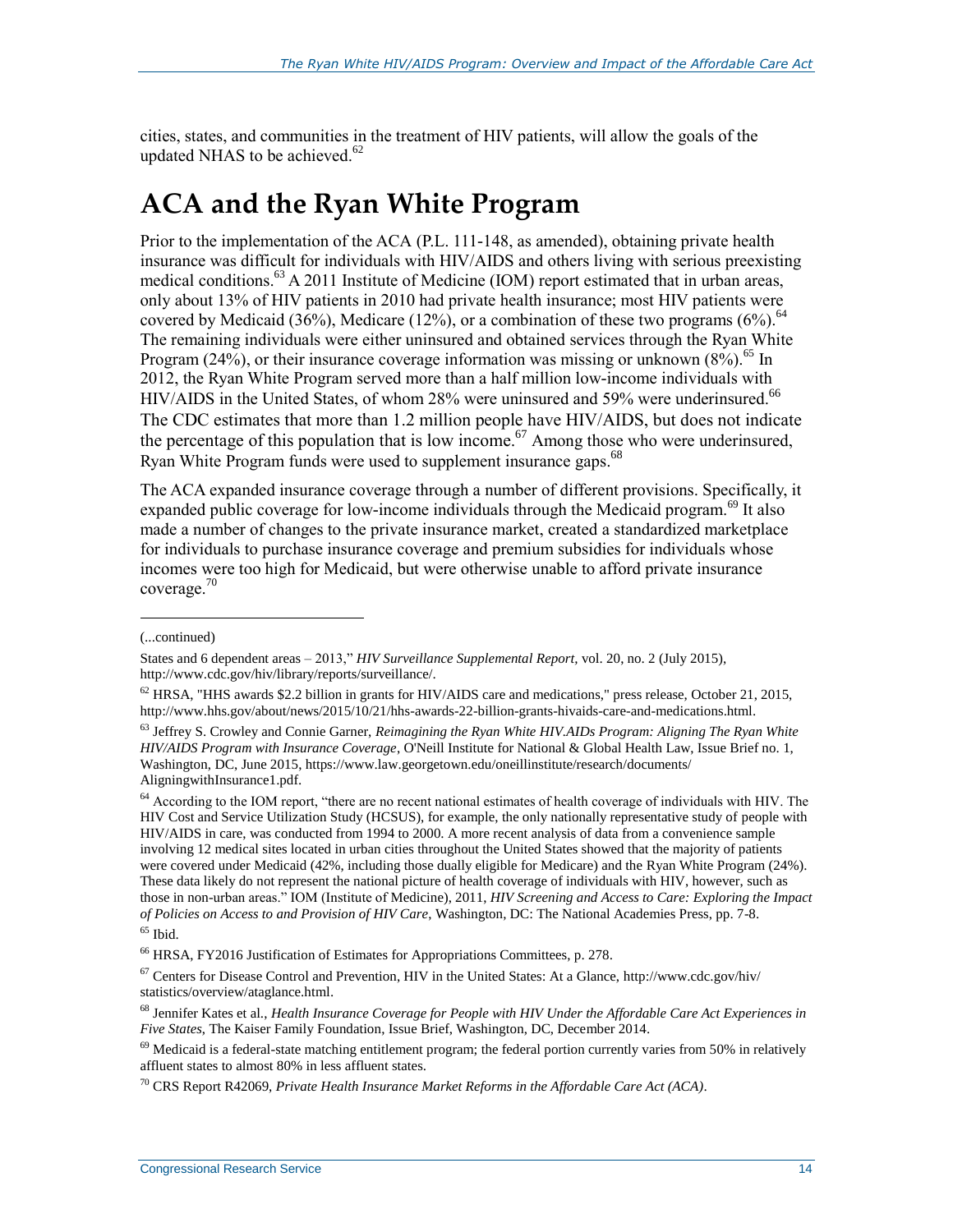cities, states, and communities in the treatment of HIV patients, will allow the goals of the updated NHAS to be achieved.[62]

# ACA and the Ryan White Program

Prior to the implementation of the ACA (P.L. 111-148, as amended), obtaining private health insurance was difficult for individuals with HIV/AIDS and others living with serious preexisting medical conditions.[63] A 2011 Institute of Medicine (IOM) report estimated that in urban areas, only about 13% of HIV patients in 2010 had private health insurance; most HIV patients were covered by Medicaid (36%), Medicare (12%), or a combination of these two programs (6%).[64] The remaining individuals were either uninsured and obtained services through the Ryan White Program (24%), or their insurance coverage information was missing or unknown (8%).[65] In 2012, the Ryan White Program served more than a half million low-income individuals with HIV/AIDS in the United States, of whom 28% were uninsured and 59% were underinsured.[66] The CDC estimates that more than 1.2 million people have HIV/AIDS, but does not indicate the percentage of this population that is low income.[67] Among those who were underinsured, Ryan White Program funds were used to supplement insurance gaps.[68]

The ACA expanded insurance coverage through a number of different provisions. Specifically, it expanded public coverage for low-income individuals through the Medicaid program.[69] It also made a number of changes to the private insurance market, created a standardized marketplace for individuals to purchase insurance coverage and premium subsidies for individuals whose incomes were too high for Medicaid, but were otherwise unable to afford private insurance coverage.[70]

---

(...continued)

States and 6 dependent areas – 2013," *HIV Surveillance Supplemental Report*, vol. 20, no. 2 (July 2015), http://www.cdc.gov/hiv/library/reports/surveillance/.

[62] HRSA, "HHS awards $2.2 billion in grants for HIV/AIDS care and medications," press release, October 21, 2015, http://www.hhs.gov/about/news/2015/10/21/hhs-awards-22-billion-grants-hivaids-care-and-medications.html.

[63] Jeffrey S. Crowley and Connie Garner, *Reimagining the Ryan White HIV.AIDs Program: Aligning The Ryan White HIV/AIDS Program with Insurance Coverage*, O'Neill Institute for National & Global Health Law, Issue Brief no. 1, Washington, DC, June 2015, https://www.law.georgetown.edu/oneillinstitute/research/documents/AligningwithInsurance1.pdf.

[64] According to the IOM report, "there are no recent national estimates of health coverage of individuals with HIV. The HIV Cost and Service Utilization Study (HCSUS), for example, the only nationally representative study of people with HIV/AIDS in care, was conducted from 1994 to 2000. A more recent analysis of data from a convenience sample involving 12 medical sites located in urban cities throughout the United States showed that the majority of patients were covered under Medicaid (42%, including those dually eligible for Medicare) and the Ryan White Program (24%). These data likely do not represent the national picture of health coverage of individuals with HIV, however, such as those in non-urban areas." IOM (Institute of Medicine), 2011, *HIV Screening and Access to Care: Exploring the Impact of Policies on Access to and Provision of HIV Care*, Washington, DC: The National Academies Press, pp. 7-8.

[65] Ibid.

[66] HRSA, FY2016 Justification of Estimates for Appropriations Committees, p. 278.

[67] Centers for Disease Control and Prevention, HIV in the United States: At a Glance, http://www.cdc.gov/hiv/statistics/overview/ataglance.html.

[68] Jennifer Kates et al., *Health Insurance Coverage for People with HIV Under the Affordable Care Act Experiences in Five States*, The Kaiser Family Foundation, Issue Brief, Washington, DC, December 2014.

[69] Medicaid is a federal-state matching entitlement program; the federal portion currently varies from 50% in relatively affluent states to almost 80% in less affluent states.

[70] CRS Report R42069, *Private Health Insurance Market Reforms in the Affordable Care Act (ACA)*.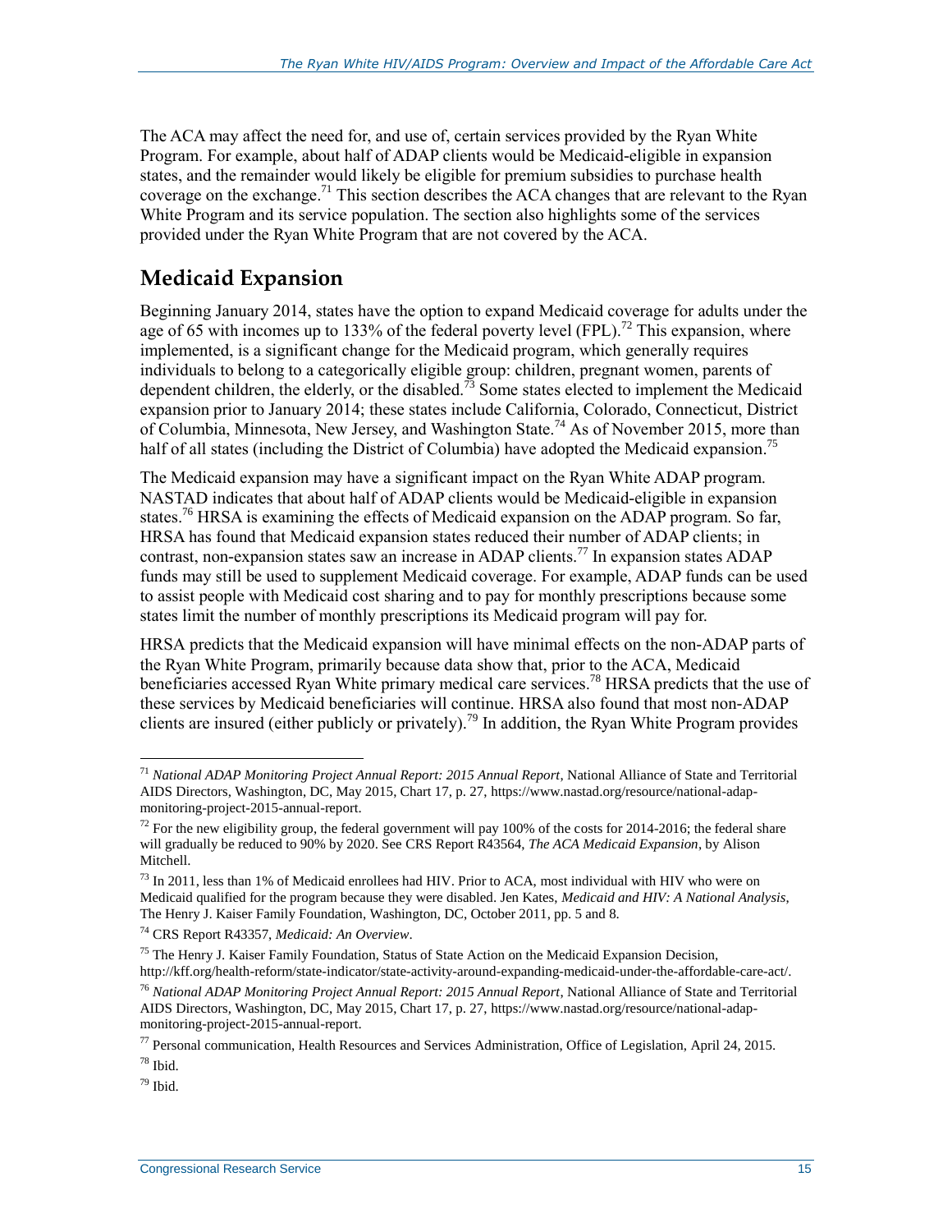The ACA may affect the need for, and use of, certain services provided by the Ryan White Program. For example, about half of ADAP clients would be Medicaid-eligible in expansion states, and the remainder would likely be eligible for premium subsidies to purchase health coverage on the exchange.[71] This section describes the ACA changes that are relevant to the Ryan White Program and its service population. The section also highlights some of the services provided under the Ryan White Program that are not covered by the ACA.

## Medicaid Expansion

Beginning January 2014, states have the option to expand Medicaid coverage for adults under the age of 65 with incomes up to 133% of the federal poverty level (FPL).[72] This expansion, where implemented, is a significant change for the Medicaid program, which generally requires individuals to belong to a categorically eligible group: children, pregnant women, parents of dependent children, the elderly, or the disabled.[73] Some states elected to implement the Medicaid expansion prior to January 2014; these states include California, Colorado, Connecticut, District of Columbia, Minnesota, New Jersey, and Washington State.[74] As of November 2015, more than half of all states (including the District of Columbia) have adopted the Medicaid expansion.[75]

The Medicaid expansion may have a significant impact on the Ryan White ADAP program. NASTAD indicates that about half of ADAP clients would be Medicaid-eligible in expansion states.[76] HRSA is examining the effects of Medicaid expansion on the ADAP program. So far, HRSA has found that Medicaid expansion states reduced their number of ADAP clients; in contrast, non-expansion states saw an increase in ADAP clients.[77] In expansion states ADAP funds may still be used to supplement Medicaid coverage. For example, ADAP funds can be used to assist people with Medicaid cost sharing and to pay for monthly prescriptions because some states limit the number of monthly prescriptions its Medicaid program will pay for.

HRSA predicts that the Medicaid expansion will have minimal effects on the non-ADAP parts of the Ryan White Program, primarily because data show that, prior to the ACA, Medicaid beneficiaries accessed Ryan White primary medical care services.[78] HRSA predicts that the use of these services by Medicaid beneficiaries will continue. HRSA also found that most non-ADAP clients are insured (either publicly or privately).[79] In addition, the Ryan White Program provides

---

[71] *National ADAP Monitoring Project Annual Report: 2015 Annual Report*, National Alliance of State and Territorial AIDS Directors, Washington, DC, May 2015, Chart 17, p. 27, https://www.nastad.org/resource/national-adap-monitoring-project-2015-annual-report.

[72] For the new eligibility group, the federal government will pay 100% of the costs for 2014-2016; the federal share will gradually be reduced to 90% by 2020. See CRS Report R43564, *The ACA Medicaid Expansion*, by Alison Mitchell.

[73] In 2011, less than 1% of Medicaid enrollees had HIV. Prior to ACA, most individual with HIV who were on Medicaid qualified for the program because they were disabled. Jen Kates, *Medicaid and HIV: A National Analysis*, The Henry J. Kaiser Family Foundation, Washington, DC, October 2011, pp. 5 and 8.

[74] CRS Report R43357, *Medicaid: An Overview*.

[75] The Henry J. Kaiser Family Foundation, Status of State Action on the Medicaid Expansion Decision, http://kff.org/health-reform/state-indicator/state-activity-around-expanding-medicaid-under-the-affordable-care-act/.

[76] *National ADAP Monitoring Project Annual Report: 2015 Annual Report*, National Alliance of State and Territorial AIDS Directors, Washington, DC, May 2015, Chart 17, p. 27, https://www.nastad.org/resource/national-adap-monitoring-project-2015-annual-report.

[77] Personal communication, Health Resources and Services Administration, Office of Legislation, April 24, 2015.

[78] Ibid.

[79] Ibid.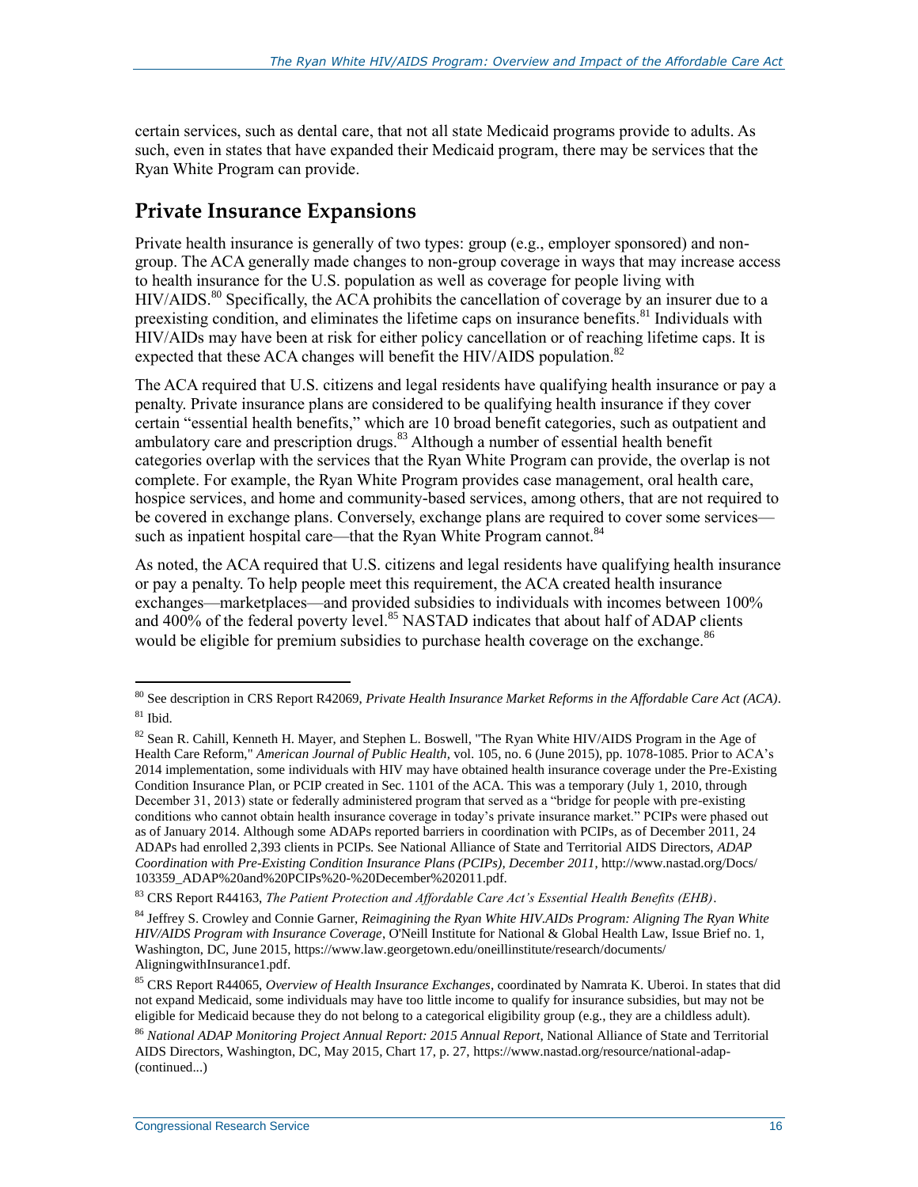certain services, such as dental care, that not all state Medicaid programs provide to adults. As such, even in states that have expanded their Medicaid program, there may be services that the Ryan White Program can provide.

## Private Insurance Expansions

Private health insurance is generally of two types: group (e.g., employer sponsored) and non-group. The ACA generally made changes to non-group coverage in ways that may increase access to health insurance for the U.S. population as well as coverage for people living with HIV/AIDS.[80] Specifically, the ACA prohibits the cancellation of coverage by an insurer due to a preexisting condition, and eliminates the lifetime caps on insurance benefits.[81] Individuals with HIV/AIDs may have been at risk for either policy cancellation or of reaching lifetime caps. It is expected that these ACA changes will benefit the HIV/AIDS population.[82]

The ACA required that U.S. citizens and legal residents have qualifying health insurance or pay a penalty. Private insurance plans are considered to be qualifying health insurance if they cover certain "essential health benefits," which are 10 broad benefit categories, such as outpatient and ambulatory care and prescription drugs.[83] Although a number of essential health benefit categories overlap with the services that the Ryan White Program can provide, the overlap is not complete. For example, the Ryan White Program provides case management, oral health care, hospice services, and home and community-based services, among others, that are not required to be covered in exchange plans. Conversely, exchange plans are required to cover some services—such as inpatient hospital care—that the Ryan White Program cannot.[84]

As noted, the ACA required that U.S. citizens and legal residents have qualifying health insurance or pay a penalty. To help people meet this requirement, the ACA created health insurance exchanges—marketplaces—and provided subsidies to individuals with incomes between 100% and 400% of the federal poverty level.[85] NASTAD indicates that about half of ADAP clients would be eligible for premium subsidies to purchase health coverage on the exchange.[86]

---

[80] See description in CRS Report R42069, *Private Health Insurance Market Reforms in the Affordable Care Act (ACA)*.

[81] Ibid.

[82] Sean R. Cahill, Kenneth H. Mayer, and Stephen L. Boswell, "The Ryan White HIV/AIDS Program in the Age of Health Care Reform," *American Journal of Public Health*, vol. 105, no. 6 (June 2015), pp. 1078-1085. Prior to ACA's 2014 implementation, some individuals with HIV may have obtained health insurance coverage under the Pre-Existing Condition Insurance Plan, or PCIP created in Sec. 1101 of the ACA. This was a temporary (July 1, 2010, through December 31, 2013) state or federally administered program that served as a "bridge for people with pre-existing conditions who cannot obtain health insurance coverage in today's private insurance market." PCIPs were phased out as of January 2014. Although some ADAPs reported barriers in coordination with PCIPs, as of December 2011, 24 ADAPs had enrolled 2,393 clients in PCIPs. See National Alliance of State and Territorial AIDS Directors, *ADAP Coordination with Pre-Existing Condition Insurance Plans (PCIPs), December 2011*, http://www.nastad.org/Docs/103359_ADAP%20and%20PCIPs%20-%20December%202011.pdf.

[83] CRS Report R44163, *The Patient Protection and Affordable Care Act's Essential Health Benefits (EHB)*.

[84] Jeffrey S. Crowley and Connie Garner, *Reimagining the Ryan White HIV.AIDs Program: Aligning The Ryan White HIV/AIDS Program with Insurance Coverage*, O'Neill Institute for National & Global Health Law, Issue Brief no. 1, Washington, DC, June 2015, https://www.law.georgetown.edu/oneillinstitute/research/documents/AligningwithInsurance1.pdf.

[85] CRS Report R44065, *Overview of Health Insurance Exchanges*, coordinated by Namrata K. Uberoi. In states that did not expand Medicaid, some individuals may have too little income to qualify for insurance subsidies, but may not be eligible for Medicaid because they do not belong to a categorical eligibility group (e.g., they are a childless adult).

[86] *National ADAP Monitoring Project Annual Report: 2015 Annual Report*, National Alliance of State and Territorial AIDS Directors, Washington, DC, May 2015, Chart 17, p. 27, https://www.nastad.org/resource/national-adap-(continued...)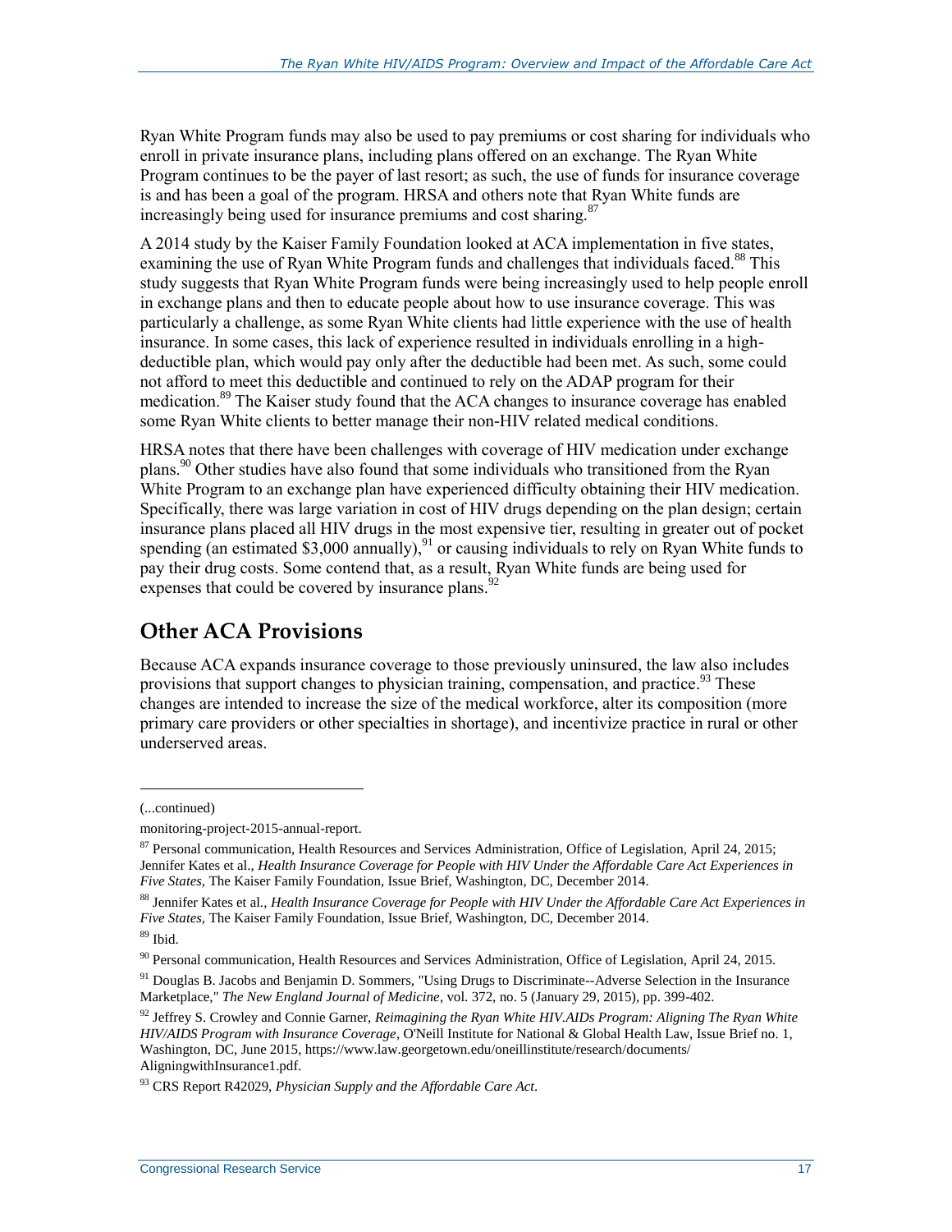Ryan White Program funds may also be used to pay premiums or cost sharing for individuals who enroll in private insurance plans, including plans offered on an exchange. The Ryan White Program continues to be the payer of last resort; as such, the use of funds for insurance coverage is and has been a goal of the program. HRSA and others note that Ryan White funds are increasingly being used for insurance premiums and cost sharing.[87]

A 2014 study by the Kaiser Family Foundation looked at ACA implementation in five states, examining the use of Ryan White Program funds and challenges that individuals faced.[88] This study suggests that Ryan White Program funds were being increasingly used to help people enroll in exchange plans and then to educate people about how to use insurance coverage. This was particularly a challenge, as some Ryan White clients had little experience with the use of health insurance. In some cases, this lack of experience resulted in individuals enrolling in a high-deductible plan, which would pay only after the deductible had been met. As such, some could not afford to meet this deductible and continued to rely on the ADAP program for their medication.[89] The Kaiser study found that the ACA changes to insurance coverage has enabled some Ryan White clients to better manage their non-HIV related medical conditions.

HRSA notes that there have been challenges with coverage of HIV medication under exchange plans.[90] Other studies have also found that some individuals who transitioned from the Ryan White Program to an exchange plan have experienced difficulty obtaining their HIV medication. Specifically, there was large variation in cost of HIV drugs depending on the plan design; certain insurance plans placed all HIV drugs in the most expensive tier, resulting in greater out of pocket spending (an estimated $3,000 annually),[91] or causing individuals to rely on Ryan White funds to pay their drug costs. Some contend that, as a result, Ryan White funds are being used for expenses that could be covered by insurance plans.[92]

## Other ACA Provisions

Because ACA expands insurance coverage to those previously uninsured, the law also includes provisions that support changes to physician training, compensation, and practice.[93] These changes are intended to increase the size of the medical workforce, alter its composition (more primary care providers or other specialties in shortage), and incentivize practice in rural or other underserved areas.

---

(...continued)

monitoring-project-2015-annual-report.

[87] Personal communication, Health Resources and Services Administration, Office of Legislation, April 24, 2015; Jennifer Kates et al., *Health Insurance Coverage for People with HIV Under the Affordable Care Act Experiences in Five States*, The Kaiser Family Foundation, Issue Brief, Washington, DC, December 2014.

[88] Jennifer Kates et al., *Health Insurance Coverage for People with HIV Under the Affordable Care Act Experiences in Five States*, The Kaiser Family Foundation, Issue Brief, Washington, DC, December 2014.

[89] Ibid.

[90] Personal communication, Health Resources and Services Administration, Office of Legislation, April 24, 2015.

[91] Douglas B. Jacobs and Benjamin D. Sommers, "Using Drugs to Discriminate--Adverse Selection in the Insurance Marketplace," *The New England Journal of Medicine*, vol. 372, no. 5 (January 29, 2015), pp. 399-402.

[92] Jeffrey S. Crowley and Connie Garner, *Reimagining the Ryan White HIV.AIDs Program: Aligning The Ryan White HIV/AIDS Program with Insurance Coverage*, O'Neill Institute for National & Global Health Law, Issue Brief no. 1, Washington, DC, June 2015, https://www.law.georgetown.edu/oneillinstitute/research/documents/AligningwithInsurance1.pdf.

[93] CRS Report R42029, *Physician Supply and the Affordable Care Act*.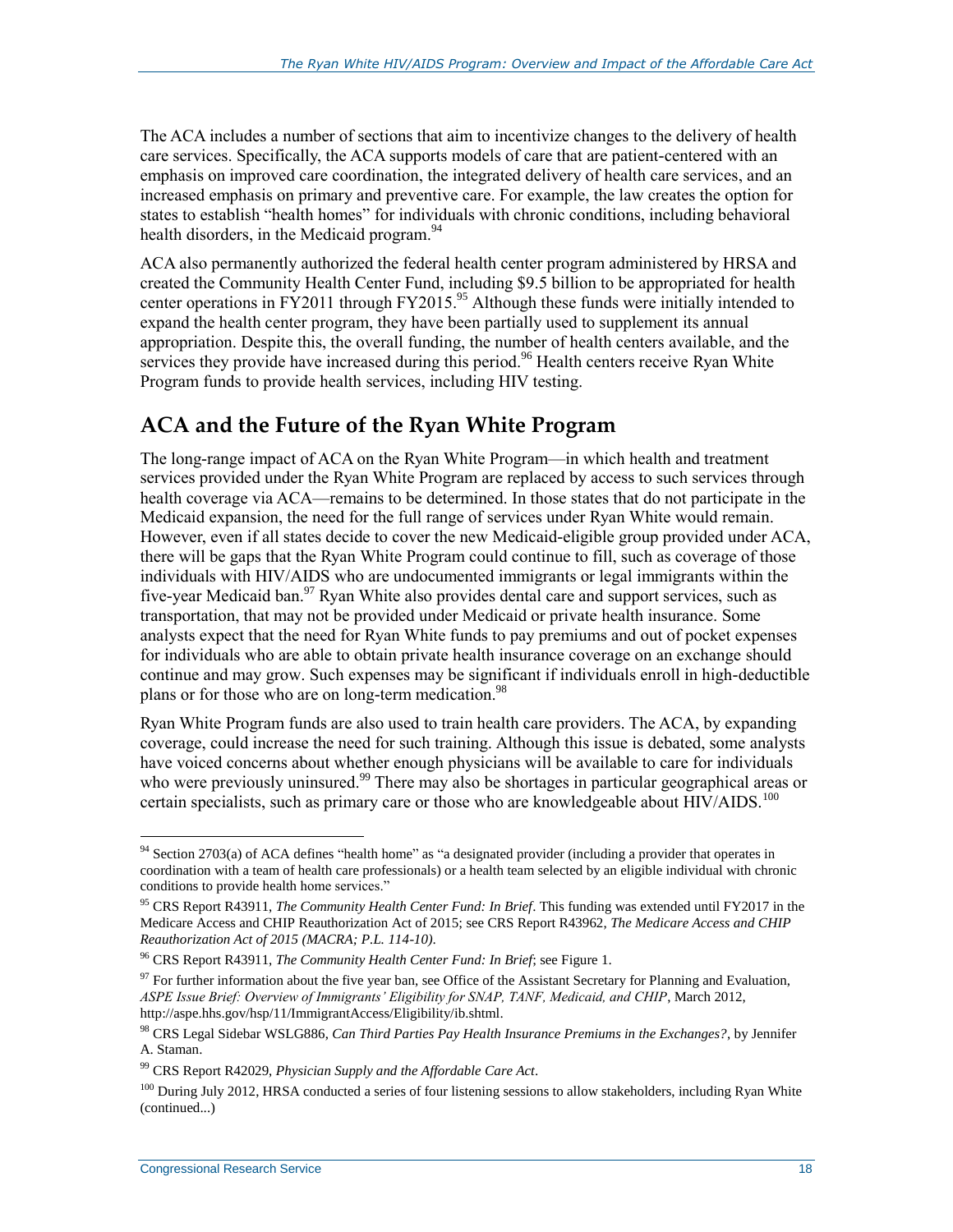The ACA includes a number of sections that aim to incentivize changes to the delivery of health care services. Specifically, the ACA supports models of care that are patient-centered with an emphasis on improved care coordination, the integrated delivery of health care services, and an increased emphasis on primary and preventive care. For example, the law creates the option for states to establish "health homes" for individuals with chronic conditions, including behavioral health disorders, in the Medicaid program.[94]

ACA also permanently authorized the federal health center program administered by HRSA and created the Community Health Center Fund, including $9.5 billion to be appropriated for health center operations in FY2011 through FY2015.[95] Although these funds were initially intended to expand the health center program, they have been partially used to supplement its annual appropriation. Despite this, the overall funding, the number of health centers available, and the services they provide have increased during this period.[96] Health centers receive Ryan White Program funds to provide health services, including HIV testing.

## ACA and the Future of the Ryan White Program

The long-range impact of ACA on the Ryan White Program—in which health and treatment services provided under the Ryan White Program are replaced by access to such services through health coverage via ACA—remains to be determined. In those states that do not participate in the Medicaid expansion, the need for the full range of services under Ryan White would remain. However, even if all states decide to cover the new Medicaid-eligible group provided under ACA, there will be gaps that the Ryan White Program could continue to fill, such as coverage of those individuals with HIV/AIDS who are undocumented immigrants or legal immigrants within the five-year Medicaid ban.[97] Ryan White also provides dental care and support services, such as transportation, that may not be provided under Medicaid or private health insurance. Some analysts expect that the need for Ryan White funds to pay premiums and out of pocket expenses for individuals who are able to obtain private health insurance coverage on an exchange should continue and may grow. Such expenses may be significant if individuals enroll in high-deductible plans or for those who are on long-term medication.[98]

Ryan White Program funds are also used to train health care providers. The ACA, by expanding coverage, could increase the need for such training. Although this issue is debated, some analysts have voiced concerns about whether enough physicians will be available to care for individuals who were previously uninsured.[99] There may also be shortages in particular geographical areas or certain specialists, such as primary care or those who are knowledgeable about HIV/AIDS.[100]

---

[94] Section 2703(a) of ACA defines "health home" as "a designated provider (including a provider that operates in coordination with a team of health care professionals) or a health team selected by an eligible individual with chronic conditions to provide health home services."

[95] CRS Report R43911, *The Community Health Center Fund: In Brief*. This funding was extended until FY2017 in the Medicare Access and CHIP Reauthorization Act of 2015; see CRS Report R43962, *The Medicare Access and CHIP Reauthorization Act of 2015 (MACRA; P.L. 114-10)*.

[96] CRS Report R43911, *The Community Health Center Fund: In Brief*; see Figure 1.

[97] For further information about the five year ban, see Office of the Assistant Secretary for Planning and Evaluation, *ASPE Issue Brief: Overview of Immigrants' Eligibility for SNAP, TANF, Medicaid, and CHIP*, March 2012, http://aspe.hhs.gov/hsp/11/ImmigrantAccess/Eligibility/ib.shtml.

[98] CRS Legal Sidebar WSLG886, *Can Third Parties Pay Health Insurance Premiums in the Exchanges?*, by Jennifer A. Staman.

[99] CRS Report R42029, *Physician Supply and the Affordable Care Act*.

[100] During July 2012, HRSA conducted a series of four listening sessions to allow stakeholders, including Ryan White (continued...)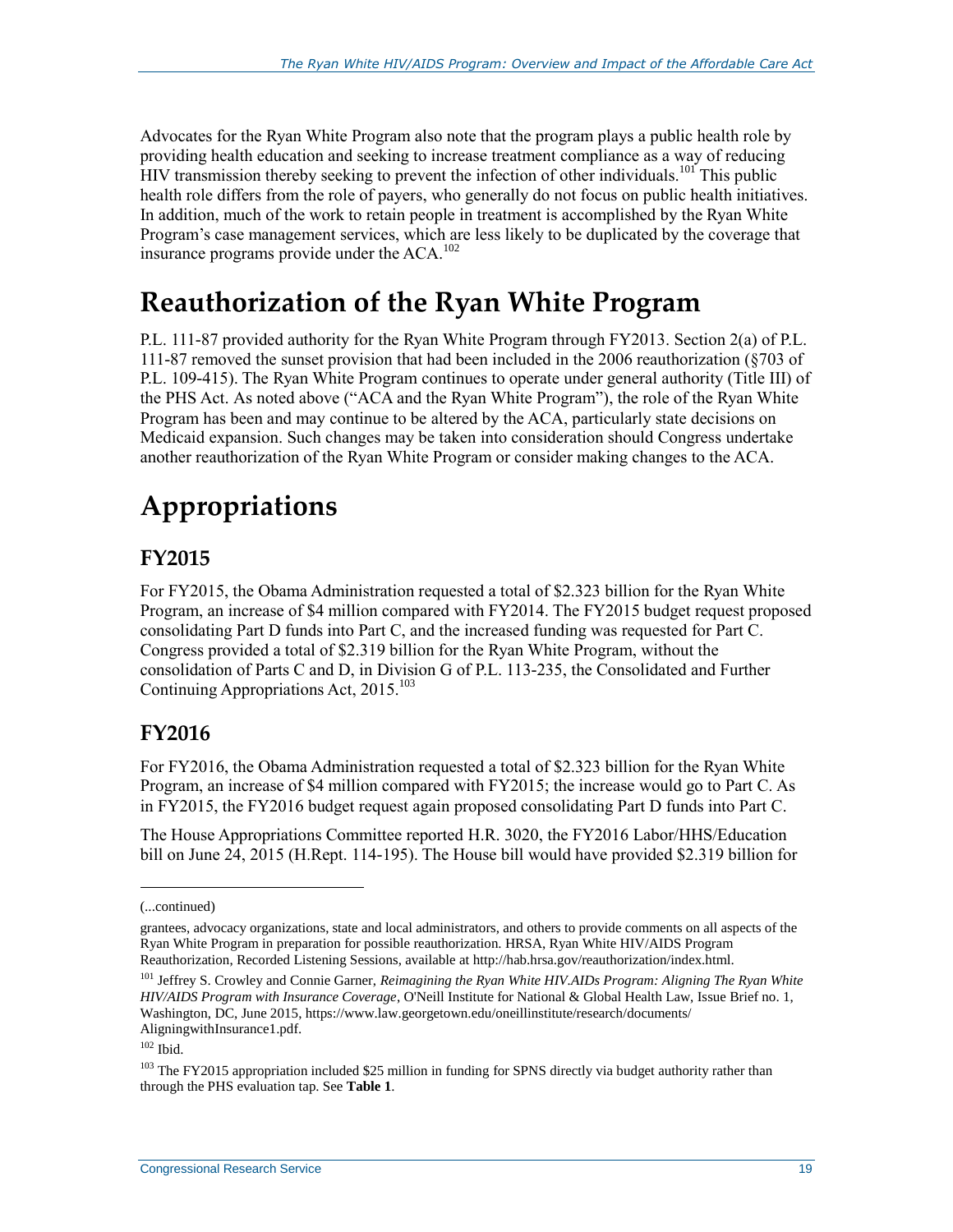Advocates for the Ryan White Program also note that the program plays a public health role by providing health education and seeking to increase treatment compliance as a way of reducing HIV transmission thereby seeking to prevent the infection of other individuals.[101] This public health role differs from the role of payers, who generally do not focus on public health initiatives. In addition, much of the work to retain people in treatment is accomplished by the Ryan White Program's case management services, which are less likely to be duplicated by the coverage that insurance programs provide under the ACA.[102]

# Reauthorization of the Ryan White Program

P.L. 111-87 provided authority for the Ryan White Program through FY2013. Section 2(a) of P.L. 111-87 removed the sunset provision that had been included in the 2006 reauthorization (§703 of P.L. 109-415). The Ryan White Program continues to operate under general authority (Title III) of the PHS Act. As noted above ("ACA and the Ryan White Program"), the role of the Ryan White Program has been and may continue to be altered by the ACA, particularly state decisions on Medicaid expansion. Such changes may be taken into consideration should Congress undertake another reauthorization of the Ryan White Program or consider making changes to the ACA.

# Appropriations

## FY2015

For FY2015, the Obama Administration requested a total of $2.323 billion for the Ryan White Program, an increase of $4 million compared with FY2014. The FY2015 budget request proposed consolidating Part D funds into Part C, and the increased funding was requested for Part C. Congress provided a total of $2.319 billion for the Ryan White Program, without the consolidation of Parts C and D, in Division G of P.L. 113-235, the Consolidated and Further Continuing Appropriations Act, 2015.[103]

## FY2016

For FY2016, the Obama Administration requested a total of $2.323 billion for the Ryan White Program, an increase of $4 million compared with FY2015; the increase would go to Part C. As in FY2015, the FY2016 budget request again proposed consolidating Part D funds into Part C.

The House Appropriations Committee reported H.R. 3020, the FY2016 Labor/HHS/Education bill on June 24, 2015 (H.Rept. 114-195). The House bill would have provided $2.319 billion for

---

(...continued)

grantees, advocacy organizations, state and local administrators, and others to provide comments on all aspects of the Ryan White Program in preparation for possible reauthorization. HRSA, Ryan White HIV/AIDS Program Reauthorization, Recorded Listening Sessions, available at http://hab.hrsa.gov/reauthorization/index.html.

[101] Jeffrey S. Crowley and Connie Garner, *Reimagining the Ryan White HIV.AIDs Program: Aligning The Ryan White HIV/AIDS Program with Insurance Coverage*, O'Neill Institute for National & Global Health Law, Issue Brief no. 1, Washington, DC, June 2015, https://www.law.georgetown.edu/oneillinstitute/research/documents/AligningwithInsurance1.pdf.

[102] Ibid.

[103] The FY2015 appropriation included $25 million in funding for SPNS directly via budget authority rather than through the PHS evaluation tap. See **Table 1**.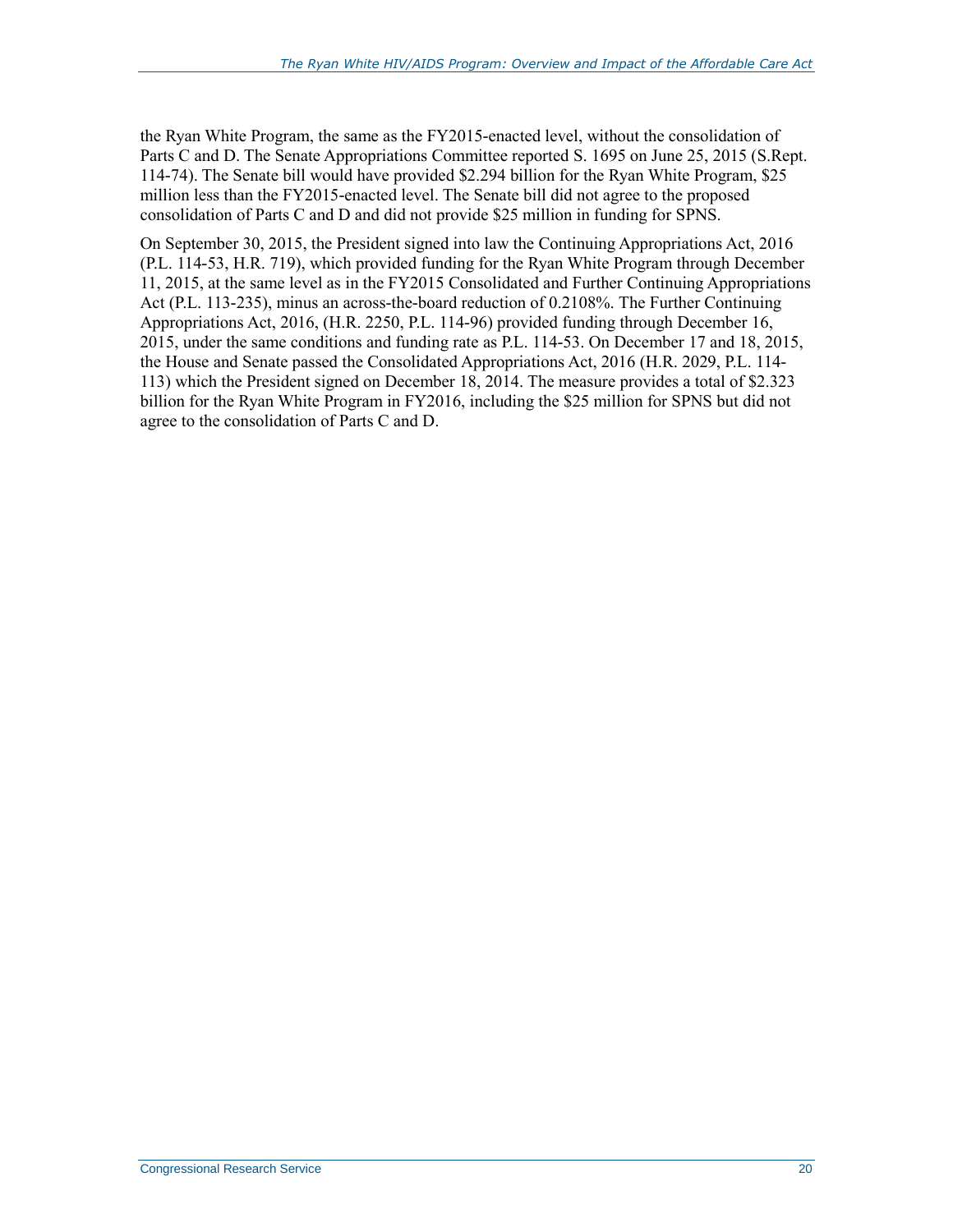the Ryan White Program, the same as the FY2015-enacted level, without the consolidation of Parts C and D. The Senate Appropriations Committee reported S. 1695 on June 25, 2015 (S.Rept. 114-74). The Senate bill would have provided $2.294 billion for the Ryan White Program, $25 million less than the FY2015-enacted level. The Senate bill did not agree to the proposed consolidation of Parts C and D and did not provide $25 million in funding for SPNS.

On September 30, 2015, the President signed into law the Continuing Appropriations Act, 2016 (P.L. 114-53, H.R. 719), which provided funding for the Ryan White Program through December 11, 2015, at the same level as in the FY2015 Consolidated and Further Continuing Appropriations Act (P.L. 113-235), minus an across-the-board reduction of 0.2108%. The Further Continuing Appropriations Act, 2016, (H.R. 2250, P.L. 114-96) provided funding through December 16, 2015, under the same conditions and funding rate as P.L. 114-53. On December 17 and 18, 2015, the House and Senate passed the Consolidated Appropriations Act, 2016 (H.R. 2029, P.L. 114-113) which the President signed on December 18, 2014. The measure provides a total of $2.323 billion for the Ryan White Program in FY2016, including the $25 million for SPNS but did not agree to the consolidation of Parts C and D.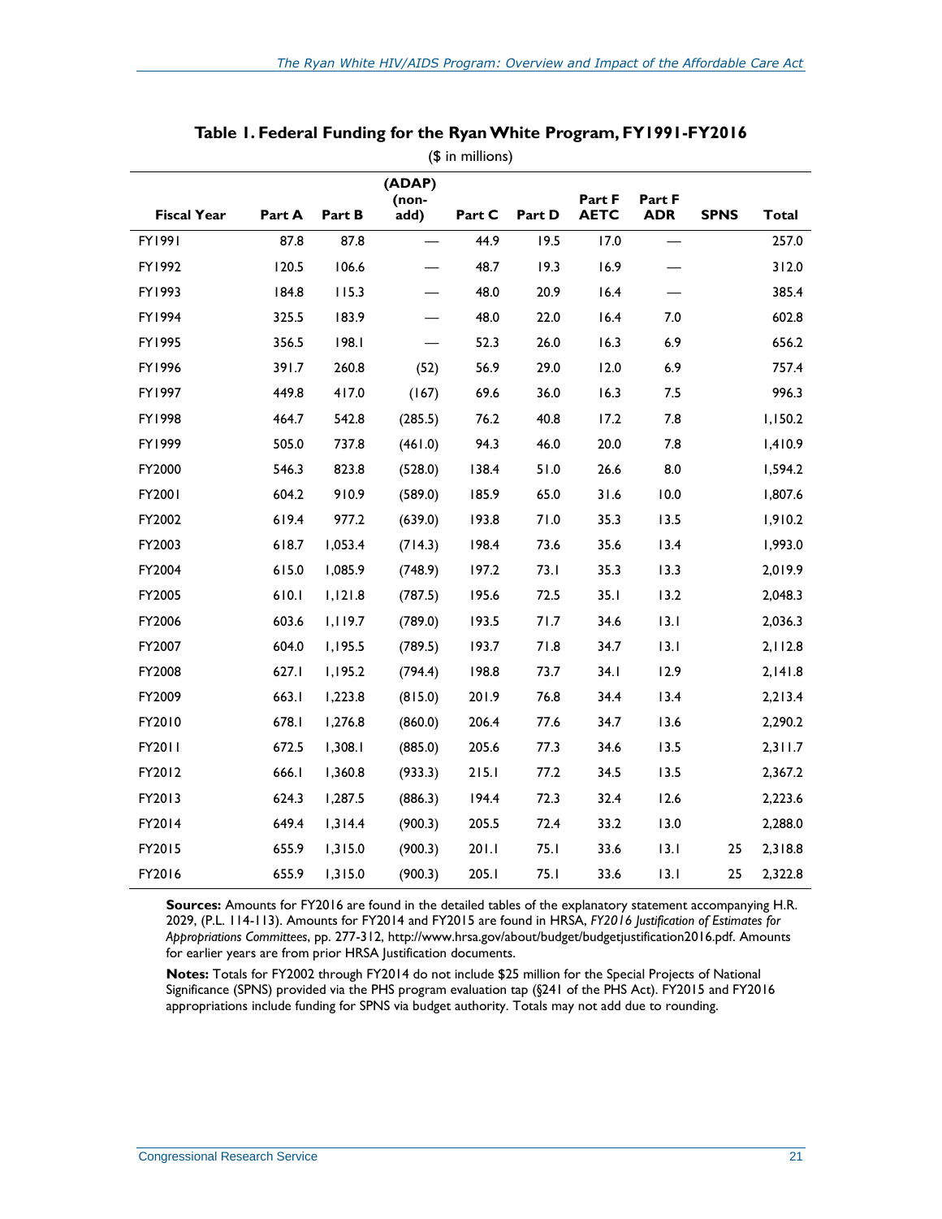**Table 1. Federal Funding for the Ryan White Program, FY1991-FY2016**

($ in millions)

| Fiscal Year | Part A | Part B | (ADAP) (non-add) | Part C | Part D | Part F AETC | Part F ADR | SPNS | Total |
|---|---|---|---|---|---|---|---|---|---|
| FY1991 | 87.8 | 87.8 | — | 44.9 | 19.5 | 17.0 | — | | 257.0 |
| FY1992 | 120.5 | 106.6 | — | 48.7 | 19.3 | 16.9 | — | | 312.0 |
| FY1993 | 184.8 | 115.3 | — | 48.0 | 20.9 | 16.4 | — | | 385.4 |
| FY1994 | 325.5 | 183.9 | — | 48.0 | 22.0 | 16.4 | 7.0 | | 602.8 |
| FY1995 | 356.5 | 198.1 | — | 52.3 | 26.0 | 16.3 | 6.9 | | 656.2 |
| FY1996 | 391.7 | 260.8 | (52) | 56.9 | 29.0 | 12.0 | 6.9 | | 757.4 |
| FY1997 | 449.8 | 417.0 | (167) | 69.6 | 36.0 | 16.3 | 7.5 | | 996.3 |
| FY1998 | 464.7 | 542.8 | (285.5) | 76.2 | 40.8 | 17.2 | 7.8 | | 1,150.2 |
| FY1999 | 505.0 | 737.8 | (461.0) | 94.3 | 46.0 | 20.0 | 7.8 | | 1,410.9 |
| FY2000 | 546.3 | 823.8 | (528.0) | 138.4 | 51.0 | 26.6 | 8.0 | | 1,594.2 |
| FY2001 | 604.2 | 910.9 | (589.0) | 185.9 | 65.0 | 31.6 | 10.0 | | 1,807.6 |
| FY2002 | 619.4 | 977.2 | (639.0) | 193.8 | 71.0 | 35.3 | 13.5 | | 1,910.2 |
| FY2003 | 618.7 | 1,053.4 | (714.3) | 198.4 | 73.6 | 35.6 | 13.4 | | 1,993.0 |
| FY2004 | 615.0 | 1,085.9 | (748.9) | 197.2 | 73.1 | 35.3 | 13.3 | | 2,019.9 |
| FY2005 | 610.1 | 1,121.8 | (787.5) | 195.6 | 72.5 | 35.1 | 13.2 | | 2,048.3 |
| FY2006 | 603.6 | 1,119.7 | (789.0) | 193.5 | 71.7 | 34.6 | 13.1 | | 2,036.3 |
| FY2007 | 604.0 | 1,195.5 | (789.5) | 193.7 | 71.8 | 34.7 | 13.1 | | 2,112.8 |
| FY2008 | 627.1 | 1,195.2 | (794.4) | 198.8 | 73.7 | 34.1 | 12.9 | | 2,141.8 |
| FY2009 | 663.1 | 1,223.8 | (815.0) | 201.9 | 76.8 | 34.4 | 13.4 | | 2,213.4 |
| FY2010 | 678.1 | 1,276.8 | (860.0) | 206.4 | 77.6 | 34.7 | 13.6 | | 2,290.2 |
| FY2011 | 672.5 | 1,308.1 | (885.0) | 205.6 | 77.3 | 34.6 | 13.5 | | 2,311.7 |
| FY2012 | 666.1 | 1,360.8 | (933.3) | 215.1 | 77.2 | 34.5 | 13.5 | | 2,367.2 |
| FY2013 | 624.3 | 1,287.5 | (886.3) | 194.4 | 72.3 | 32.4 | 12.6 | | 2,223.6 |
| FY2014 | 649.4 | 1,314.4 | (900.3) | 205.5 | 72.4 | 33.2 | 13.0 | | 2,288.0 |
| FY2015 | 655.9 | 1,315.0 | (900.3) | 201.1 | 75.1 | 33.6 | 13.1 | 25 | 2,318.8 |
| FY2016 | 655.9 | 1,315.0 | (900.3) | 205.1 | 75.1 | 33.6 | 13.1 | 25 | 2,322.8 |

**Sources:** Amounts for FY2016 are found in the detailed tables of the explanatory statement accompanying H.R. 2029, (P.L. 114-113). Amounts for FY2014 and FY2015 are found in HRSA, *FY2016 Justification of Estimates for Appropriations Committees*, pp. 277-312, http://www.hrsa.gov/about/budget/budgetjustification2016.pdf. Amounts for earlier years are from prior HRSA Justification documents.

**Notes:** Totals for FY2002 through FY2014 do not include $25 million for the Special Projects of National Significance (SPNS) provided via the PHS program evaluation tap (§241 of the PHS Act). FY2015 and FY2016 appropriations include funding for SPNS via budget authority. Totals may not add due to rounding.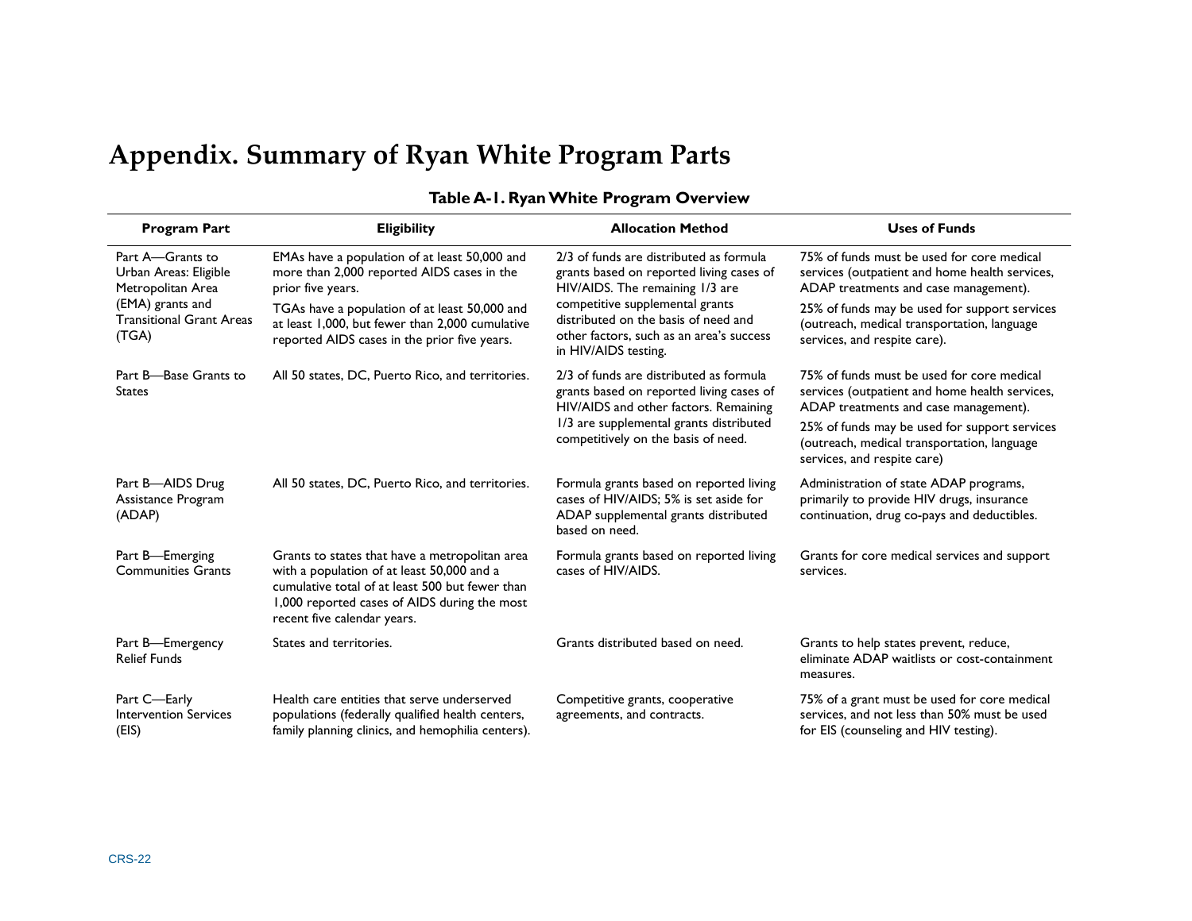# Appendix. Summary of Ryan White Program Parts

**Table A-1. Ryan White Program Overview**

| Program Part | Eligibility | Allocation Method | Uses of Funds |
|---|---|---|---|
| Part A—Grants to Urban Areas: Eligible Metropolitan Area (EMA) grants and Transitional Grant Areas (TGA) | EMAs have a population of at least 50,000 and more than 2,000 reported AIDS cases in the prior five years. TGAs have a population of at least 50,000 and at least 1,000, but fewer than 2,000 cumulative reported AIDS cases in the prior five years. | 2/3 of funds are distributed as formula grants based on reported living cases of HIV/AIDS. The remaining 1/3 are competitive supplemental grants distributed on the basis of need and other factors, such as an area's success in HIV/AIDS testing. | 75% of funds must be used for core medical services (outpatient and home health services, ADAP treatments and case management). 25% of funds may be used for support services (outreach, medical transportation, language services, and respite care). |
| Part B—Base Grants to States | All 50 states, DC, Puerto Rico, and territories. | 2/3 of funds are distributed as formula grants based on reported living cases of HIV/AIDS and other factors. Remaining 1/3 are supplemental grants distributed competitively on the basis of need. | 75% of funds must be used for core medical services (outpatient and home health services, ADAP treatments and case management). 25% of funds may be used for support services (outreach, medical transportation, language services, and respite care) |
| Part B—AIDS Drug Assistance Program (ADAP) | All 50 states, DC, Puerto Rico, and territories. | Formula grants based on reported living cases of HIV/AIDS; 5% is set aside for ADAP supplemental grants distributed based on need. | Administration of state ADAP programs, primarily to provide HIV drugs, insurance continuation, drug co-pays and deductibles. |
| Part B—Emerging Communities Grants | Grants to states that have a metropolitan area with a population of at least 50,000 and a cumulative total of at least 500 but fewer than 1,000 reported cases of AIDS during the most recent five calendar years. | Formula grants based on reported living cases of HIV/AIDS. | Grants for core medical services and support services. |
| Part B—Emergency Relief Funds | States and territories. | Grants distributed based on need. | Grants to help states prevent, reduce, eliminate ADAP waitlists or cost-containment measures. |
| Part C—Early Intervention Services (EIS) | Health care entities that serve underserved populations (federally qualified health centers, family planning clinics, and hemophilia centers). | Competitive grants, cooperative agreements, and contracts. | 75% of a grant must be used for core medical services, and not less than 50% must be used for EIS (counseling and HIV testing). |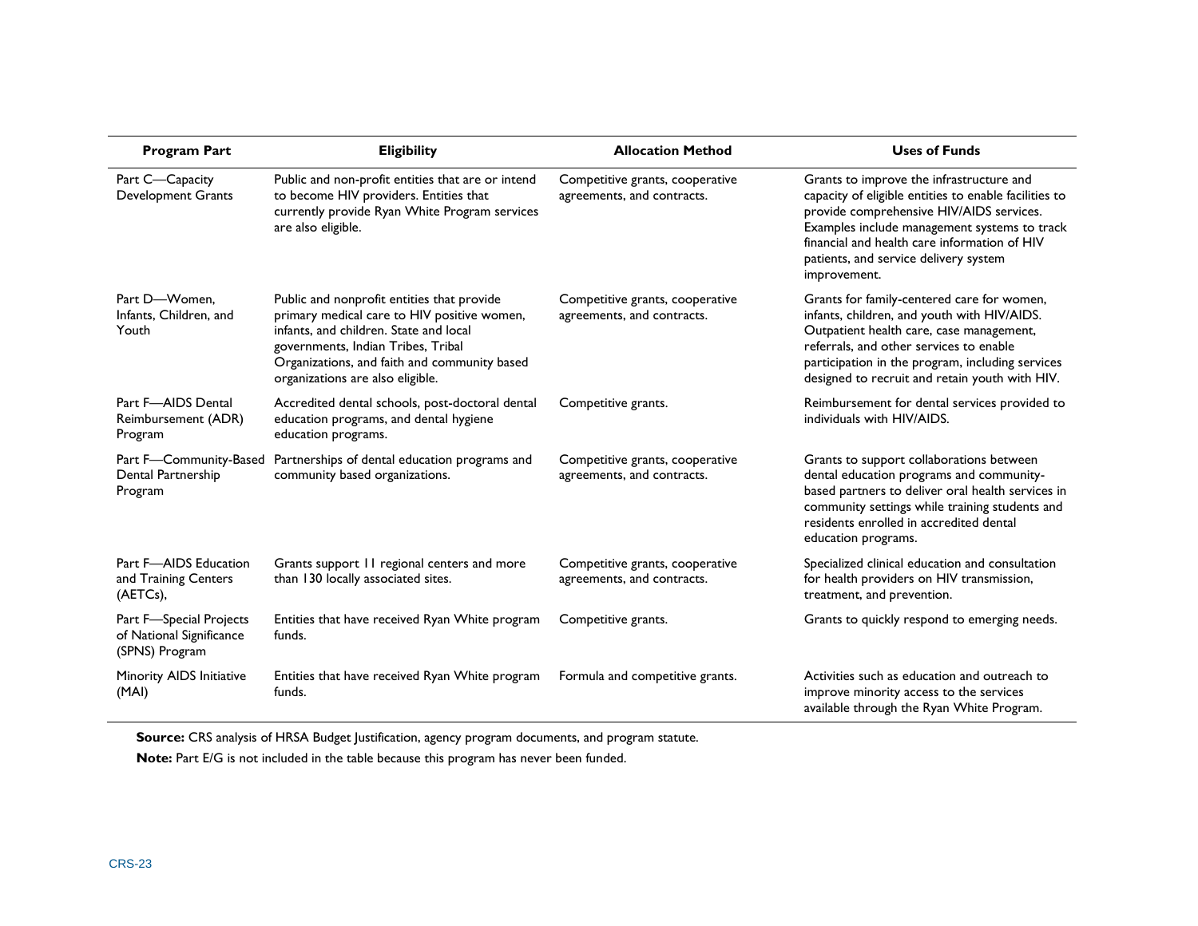| Program Part | Eligibility | Allocation Method | Uses of Funds |
|---|---|---|---|
| Part C—Capacity Development Grants | Public and non-profit entities that are or intend to become HIV providers. Entities that currently provide Ryan White Program services are also eligible. | Competitive grants, cooperative agreements, and contracts. | Grants to improve the infrastructure and capacity of eligible entities to enable facilities to provide comprehensive HIV/AIDS services. Examples include management systems to track financial and health care information of HIV patients, and service delivery system improvement. |
| Part D—Women, Infants, Children, and Youth | Public and nonprofit entities that provide primary medical care to HIV positive women, infants, and children. State and local governments, Indian Tribes, Tribal Organizations, and faith and community based organizations are also eligible. | Competitive grants, cooperative agreements, and contracts. | Grants for family-centered care for women, infants, children, and youth with HIV/AIDS. Outpatient health care, case management, referrals, and other services to enable participation in the program, including services designed to recruit and retain youth with HIV. |
| Part F—AIDS Dental Reimbursement (ADR) Program | Accredited dental schools, post-doctoral dental education programs, and dental hygiene education programs. | Competitive grants. | Reimbursement for dental services provided to individuals with HIV/AIDS. |
| Part F—Community-Based Dental Partnership Program | Partnerships of dental education programs and community based organizations. | Competitive grants, cooperative agreements, and contracts. | Grants to support collaborations between dental education programs and community-based partners to deliver oral health services in community settings while training students and residents enrolled in accredited dental education programs. |
| Part F—AIDS Education and Training Centers (AETCs), | Grants support 11 regional centers and more than 130 locally associated sites. | Competitive grants, cooperative agreements, and contracts. | Specialized clinical education and consultation for health providers on HIV transmission, treatment, and prevention. |
| Part F—Special Projects of National Significance (SPNS) Program | Entities that have received Ryan White program funds. | Competitive grants. | Grants to quickly respond to emerging needs. |
| Minority AIDS Initiative (MAI) | Entities that have received Ryan White program funds. | Formula and competitive grants. | Activities such as education and outreach to improve minority access to the services available through the Ryan White Program. |

**Source:** CRS analysis of HRSA Budget Justification, agency program documents, and program statute.

**Note:** Part E/G is not included in the table because this program has never been funded.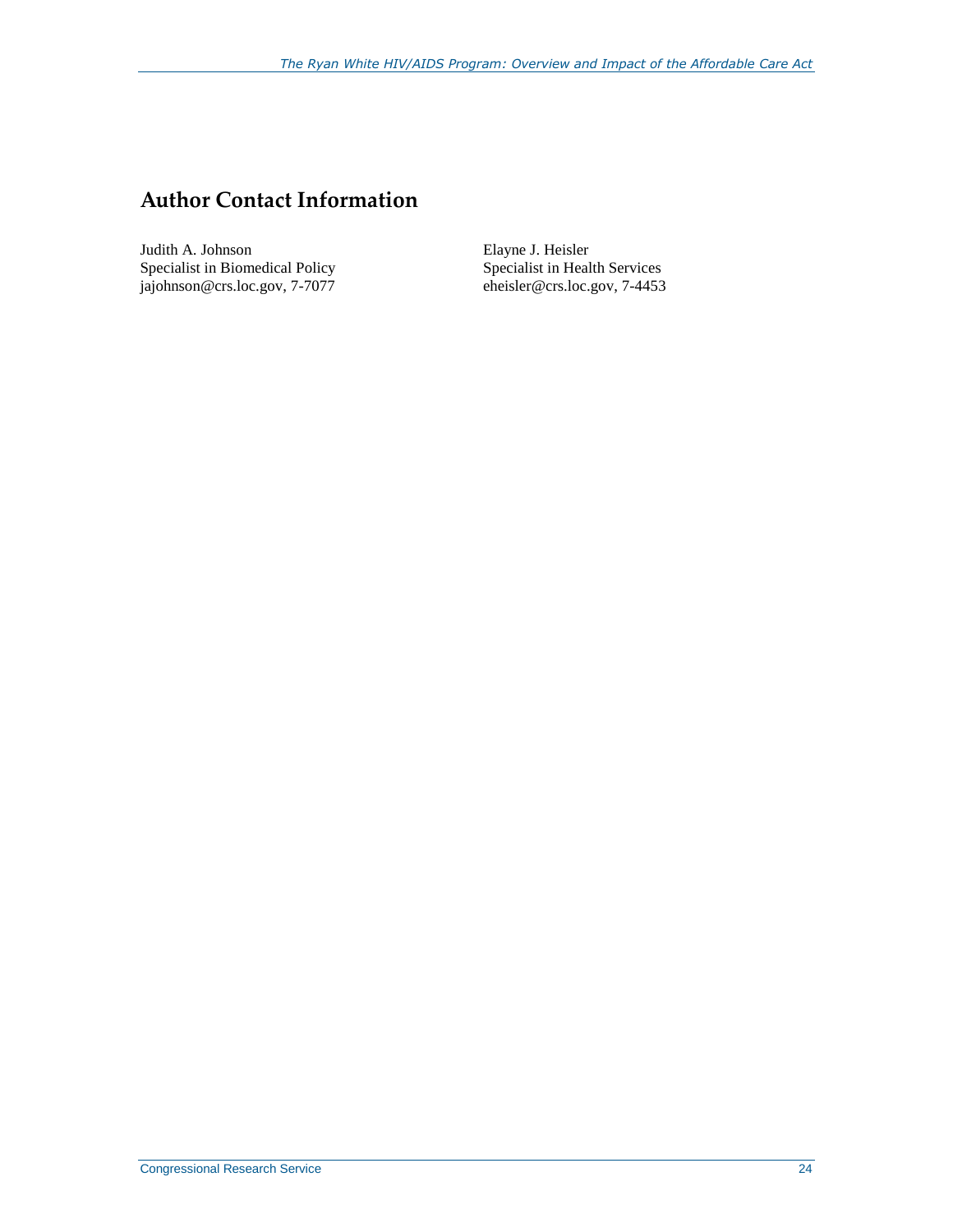## Author Contact Information

Judith A. Johnson
Specialist in Biomedical Policy
jajohnson@crs.loc.gov, 7-7077

Elayne J. Heisler
Specialist in Health Services
eheisler@crs.loc.gov, 7-4453